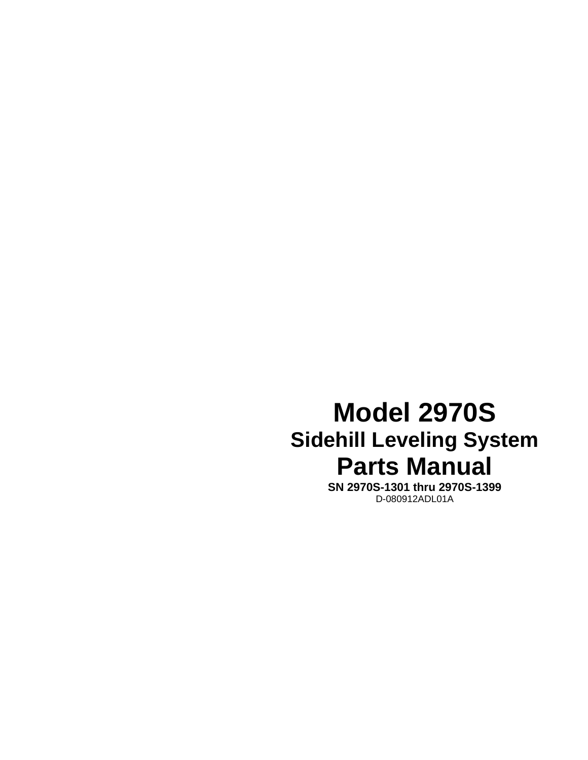# Model 2970S

## Sidehill Leveling System

# Parts Manual

**SN 2970S-1301 thru 2970S-1399**

D-080912ADL01A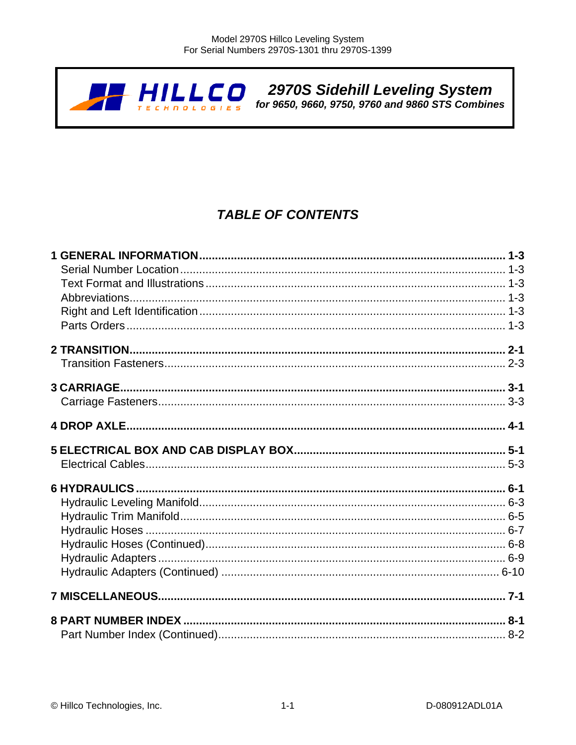**HILLCO** TECHNOLOGIES

## *2970S Sidehill Leveling System*

***for 9650, 9660, 9750, 9760 and 9860 STS Combines***

# *TABLE OF CONTENTS*

**1 GENERAL INFORMATION ........ 1-3**
- Serial Number Location ........ 1-3
- Text Format and Illustrations ........ 1-3
- Abbreviations ........ 1-3
- Right and Left Identification ........ 1-3
- Parts Orders ........ 1-3

**2 TRANSITION ........ 2-1**
- Transition Fasteners ........ 2-3

**3 CARRIAGE ........ 3-1**
- Carriage Fasteners ........ 3-3

**4 DROP AXLE ........ 4-1**

**5 ELECTRICAL BOX AND CAB DISPLAY BOX ........ 5-1**
- Electrical Cables ........ 5-3

**6 HYDRAULICS ........ 6-1**
- Hydraulic Leveling Manifold ........ 6-3
- Hydraulic Trim Manifold ........ 6-5
- Hydraulic Hoses ........ 6-7
- Hydraulic Hoses (Continued) ........ 6-8
- Hydraulic Adapters ........ 6-9
- Hydraulic Adapters (Continued) ........ 6-10

**7 MISCELLANEOUS ........ 7-1**

**8 PART NUMBER INDEX ........ 8-1**
- Part Number Index (Continued) ........ 8-2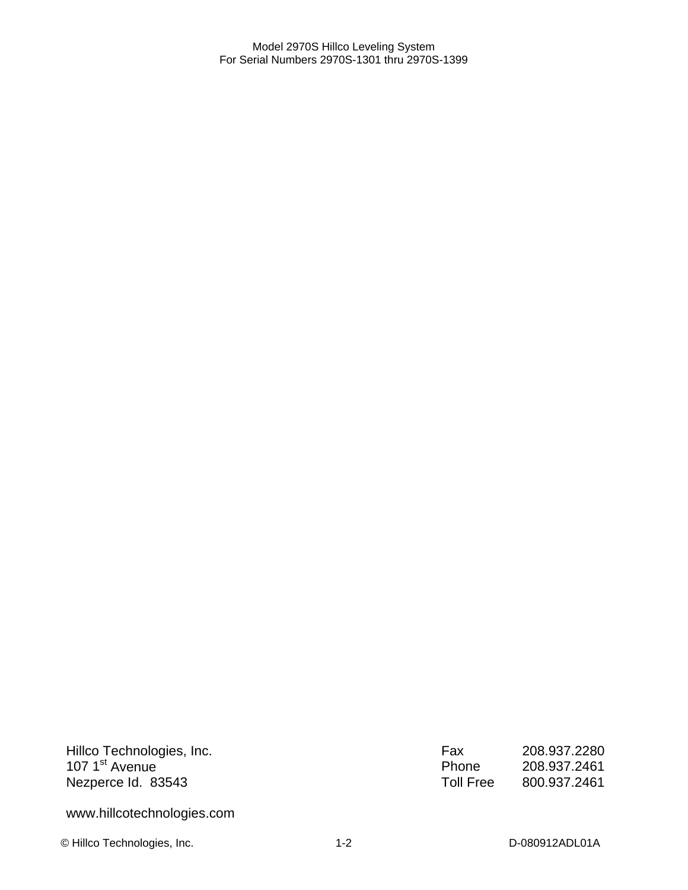Hillco Technologies, Inc.
107 1st Avenue
Nezperce Id. 83543

| | |
|---|---|
| Fax | 208.937.2280 |
| Phone | 208.937.2461 |
| Toll Free | 800.937.2461 |

www.hillcotechnologies.com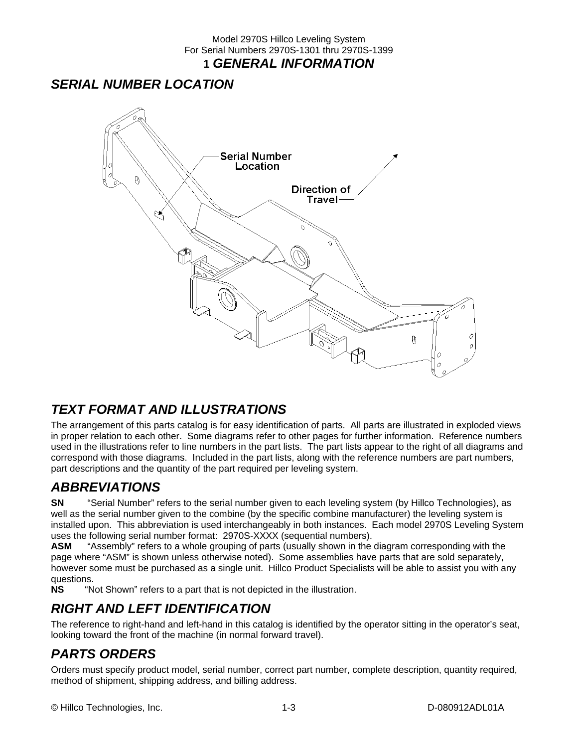# 1 *GENERAL INFORMATION*

## *SERIAL NUMBER LOCATION*

Serial Number Location

Direction of Travel

## *TEXT FORMAT AND ILLUSTRATIONS*

The arrangement of this parts catalog is for easy identification of parts. All parts are illustrated in exploded views in proper relation to each other. Some diagrams refer to other pages for further information. Reference numbers used in the illustrations refer to line numbers in the part lists. The part lists appear to the right of all diagrams and correspond with those diagrams. Included in the part lists, along with the reference numbers are part numbers, part descriptions and the quantity of the part required per leveling system.

## *ABBREVIATIONS*

**SN** "Serial Number" refers to the serial number given to each leveling system (by Hillco Technologies), as well as the serial number given to the combine (by the specific combine manufacturer) the leveling system is installed upon. This abbreviation is used interchangeably in both instances. Each model 2970S Leveling System uses the following serial number format: 2970S-XXXX (sequential numbers).

**ASM** "Assembly" refers to a whole grouping of parts (usually shown in the diagram corresponding with the page where "ASM" is shown unless otherwise noted). Some assemblies have parts that are sold separately, however some must be purchased as a single unit. Hillco Product Specialists will be able to assist you with any questions.

**NS** "Not Shown" refers to a part that is not depicted in the illustration.

## *RIGHT AND LEFT IDENTIFICATION*

The reference to right-hand and left-hand in this catalog is identified by the operator sitting in the operator's seat, looking toward the front of the machine (in normal forward travel).

## *PARTS ORDERS*

Orders must specify product model, serial number, correct part number, complete description, quantity required, method of shipment, shipping address, and billing address.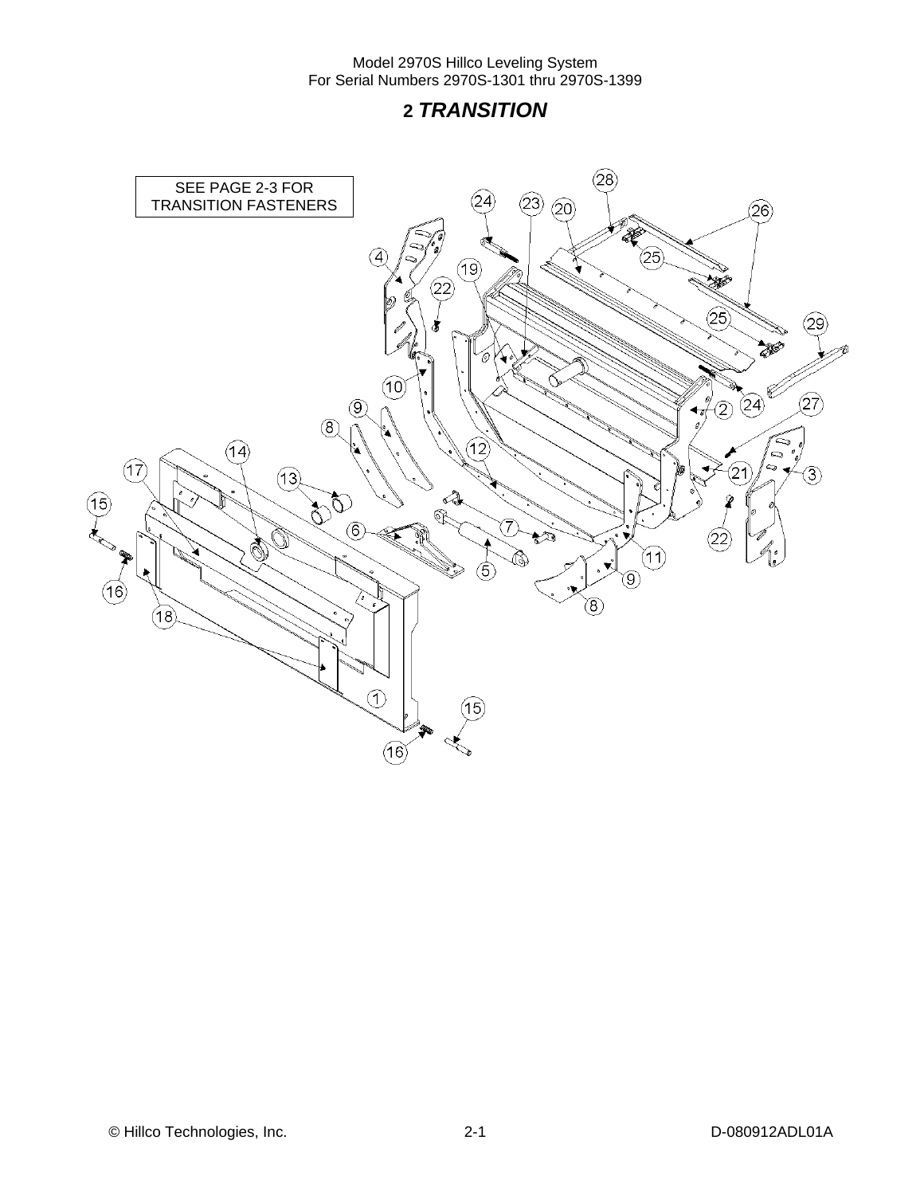## 2 *TRANSITION*

SEE PAGE 2-3 FOR TRANSITION FASTENERS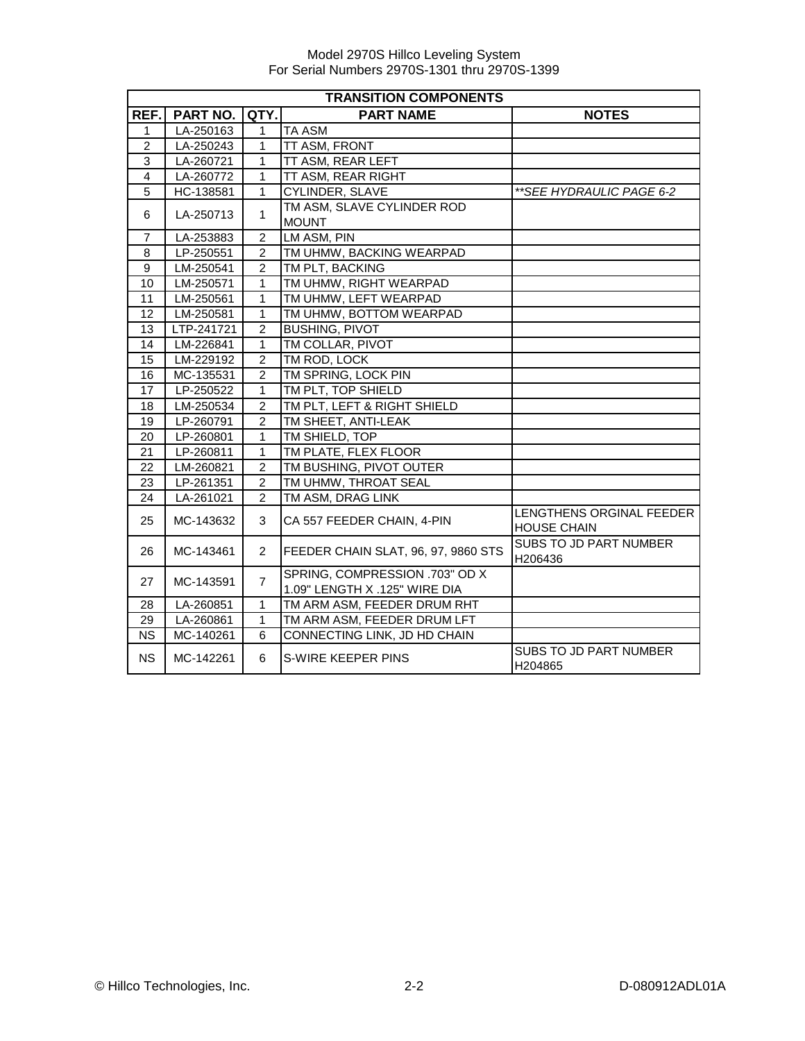| TRANSITION COMPONENTS | | | | |
|---|---|---|---|---|
| **REF.** | **PART NO.** | **QTY.** | **PART NAME** | **NOTES** |
| 1 | LA-250163 | 1 | TA ASM | |
| 2 | LA-250243 | 1 | TT ASM, FRONT | |
| 3 | LA-260721 | 1 | TT ASM, REAR LEFT | |
| 4 | LA-260772 | 1 | TT ASM, REAR RIGHT | |
| 5 | HC-138581 | 1 | CYLINDER, SLAVE | *\*\*SEE HYDRAULIC PAGE 6-2* |
| 6 | LA-250713 | 1 | TM ASM, SLAVE CYLINDER ROD MOUNT | |
| 7 | LA-253883 | 2 | LM ASM, PIN | |
| 8 | LP-250551 | 2 | TM UHMW, BACKING WEARPAD | |
| 9 | LM-250541 | 2 | TM PLT, BACKING | |
| 10 | LM-250571 | 1 | TM UHMW, RIGHT WEARPAD | |
| 11 | LM-250561 | 1 | TM UHMW, LEFT WEARPAD | |
| 12 | LM-250581 | 1 | TM UHMW, BOTTOM WEARPAD | |
| 13 | LTP-241721 | 2 | BUSHING, PIVOT | |
| 14 | LM-226841 | 1 | TM COLLAR, PIVOT | |
| 15 | LM-229192 | 2 | TM ROD, LOCK | |
| 16 | MC-135531 | 2 | TM SPRING, LOCK PIN | |
| 17 | LP-250522 | 1 | TM PLT, TOP SHIELD | |
| 18 | LM-250534 | 2 | TM PLT, LEFT & RIGHT SHIELD | |
| 19 | LP-260791 | 2 | TM SHEET, ANTI-LEAK | |
| 20 | LP-260801 | 1 | TM SHIELD, TOP | |
| 21 | LP-260811 | 1 | TM PLATE, FLEX FLOOR | |
| 22 | LM-260821 | 2 | TM BUSHING, PIVOT OUTER | |
| 23 | LP-261351 | 2 | TM UHMW, THROAT SEAL | |
| 24 | LA-261021 | 2 | TM ASM, DRAG LINK | |
| 25 | MC-143632 | 3 | CA 557 FEEDER CHAIN, 4-PIN | LENGTHENS ORGINAL FEEDER HOUSE CHAIN |
| 26 | MC-143461 | 2 | FEEDER CHAIN SLAT, 96, 97, 9860 STS | SUBS TO JD PART NUMBER H206436 |
| 27 | MC-143591 | 7 | SPRING, COMPRESSION .703" OD X 1.09" LENGTH X .125" WIRE DIA | |
| 28 | LA-260851 | 1 | TM ARM ASM, FEEDER DRUM RHT | |
| 29 | LA-260861 | 1 | TM ARM ASM, FEEDER DRUM LFT | |
| NS | MC-140261 | 6 | CONNECTING LINK, JD HD CHAIN | |
| NS | MC-142261 | 6 | S-WIRE KEEPER PINS | SUBS TO JD PART NUMBER H204865 |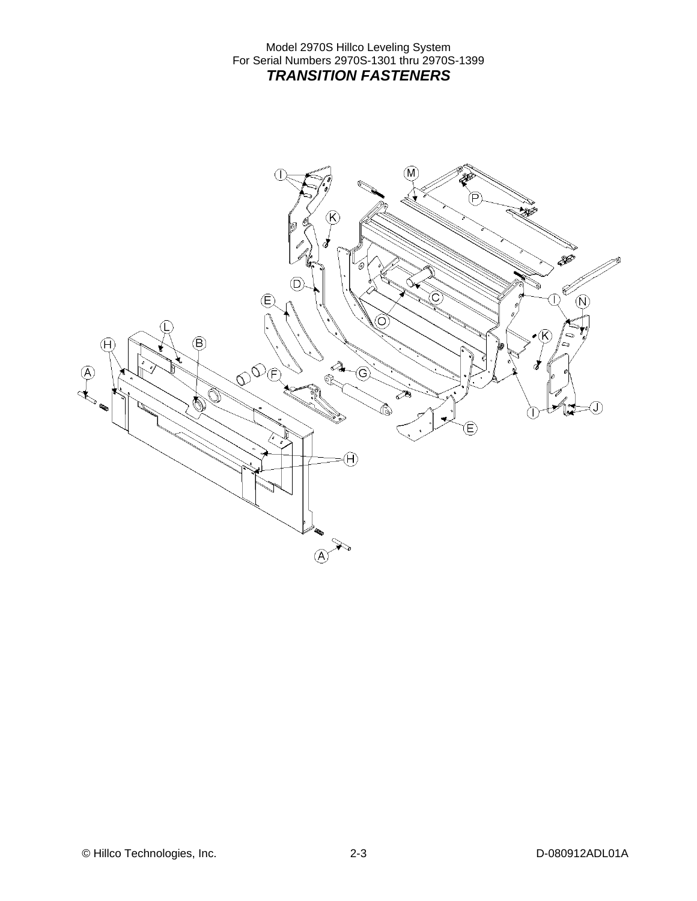Model 2970S Hillco Leveling System
For Serial Numbers 2970S-1301 thru 2970S-1399

## *TRANSITION FASTENERS*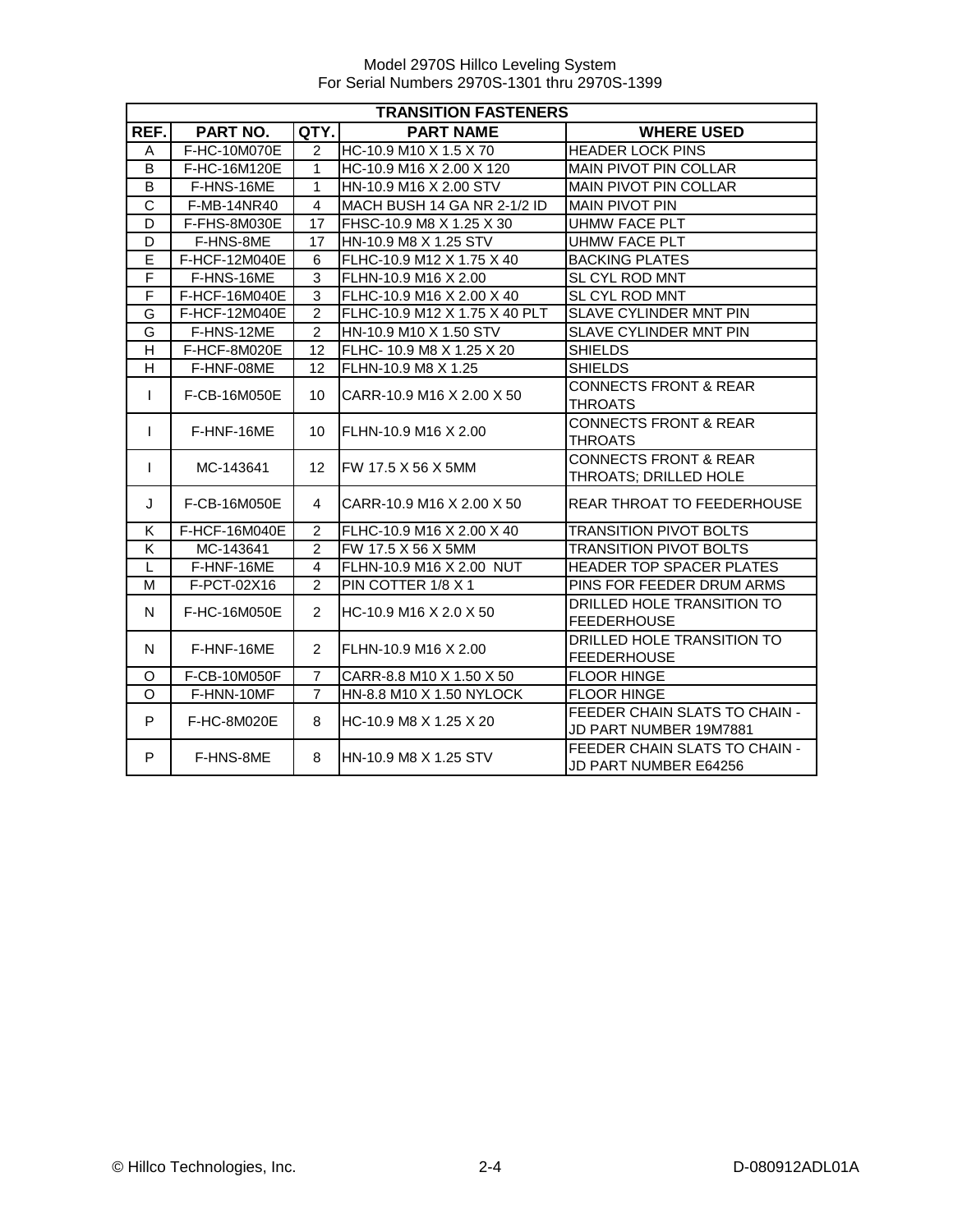| TRANSITION FASTENERS | | | | |
|---|---|---|---|---|
| **REF.** | **PART NO.** | **QTY.** | **PART NAME** | **WHERE USED** |
| A | F-HC-10M070E | 2 | HC-10.9 M10 X 1.5 X 70 | HEADER LOCK PINS |
| B | F-HC-16M120E | 1 | HC-10.9 M16 X 2.00 X 120 | MAIN PIVOT PIN COLLAR |
| B | F-HNS-16ME | 1 | HN-10.9 M16 X 2.00 STV | MAIN PIVOT PIN COLLAR |
| C | F-MB-14NR40 | 4 | MACH BUSH 14 GA NR 2-1/2 ID | MAIN PIVOT PIN |
| D | F-FHS-8M030E | 17 | FHSC-10.9 M8 X 1.25 X 30 | UHMW FACE PLT |
| D | F-HNS-8ME | 17 | HN-10.9 M8 X 1.25 STV | UHMW FACE PLT |
| E | F-HCF-12M040E | 6 | FLHC-10.9 M12 X 1.75 X 40 | BACKING PLATES |
| F | F-HNS-16ME | 3 | FLHN-10.9 M16 X 2.00 | SL CYL ROD MNT |
| F | F-HCF-16M040E | 3 | FLHC-10.9 M16 X 2.00 X 40 | SL CYL ROD MNT |
| G | F-HCF-12M040E | 2 | FLHC-10.9 M12 X 1.75 X 40 PLT | SLAVE CYLINDER MNT PIN |
| G | F-HNS-12ME | 2 | HN-10.9 M10 X 1.50 STV | SLAVE CYLINDER MNT PIN |
| H | F-HCF-8M020E | 12 | FLHC- 10.9 M8 X 1.25 X 20 | SHIELDS |
| H | F-HNF-08ME | 12 | FLHN-10.9 M8 X 1.25 | SHIELDS |
| I | F-CB-16M050E | 10 | CARR-10.9 M16 X 2.00 X 50 | CONNECTS FRONT & REAR THROATS |
| I | F-HNF-16ME | 10 | FLHN-10.9 M16 X 2.00 | CONNECTS FRONT & REAR THROATS |
| I | MC-143641 | 12 | FW 17.5 X 56 X 5MM | CONNECTS FRONT & REAR THROATS; DRILLED HOLE |
| J | F-CB-16M050E | 4 | CARR-10.9 M16 X 2.00 X 50 | REAR THROAT TO FEEDERHOUSE |
| K | F-HCF-16M040E | 2 | FLHC-10.9 M16 X 2.00 X 40 | TRANSITION PIVOT BOLTS |
| K | MC-143641 | 2 | FW 17.5 X 56 X 5MM | TRANSITION PIVOT BOLTS |
| L | F-HNF-16ME | 4 | FLHN-10.9 M16 X 2.00 NUT | HEADER TOP SPACER PLATES |
| M | F-PCT-02X16 | 2 | PIN COTTER 1/8 X 1 | PINS FOR FEEDER DRUM ARMS |
| N | F-HC-16M050E | 2 | HC-10.9 M16 X 2.0 X 50 | DRILLED HOLE TRANSITION TO FEEDERHOUSE |
| N | F-HNF-16ME | 2 | FLHN-10.9 M16 X 2.00 | DRILLED HOLE TRANSITION TO FEEDERHOUSE |
| O | F-CB-10M050F | 7 | CARR-8.8 M10 X 1.50 X 50 | FLOOR HINGE |
| O | F-HNN-10MF | 7 | HN-8.8 M10 X 1.50 NYLOCK | FLOOR HINGE |
| P | F-HC-8M020E | 8 | HC-10.9 M8 X 1.25 X 20 | FEEDER CHAIN SLATS TO CHAIN - JD PART NUMBER 19M7881 |
| P | F-HNS-8ME | 8 | HN-10.9 M8 X 1.25 STV | FEEDER CHAIN SLATS TO CHAIN - JD PART NUMBER E64256 |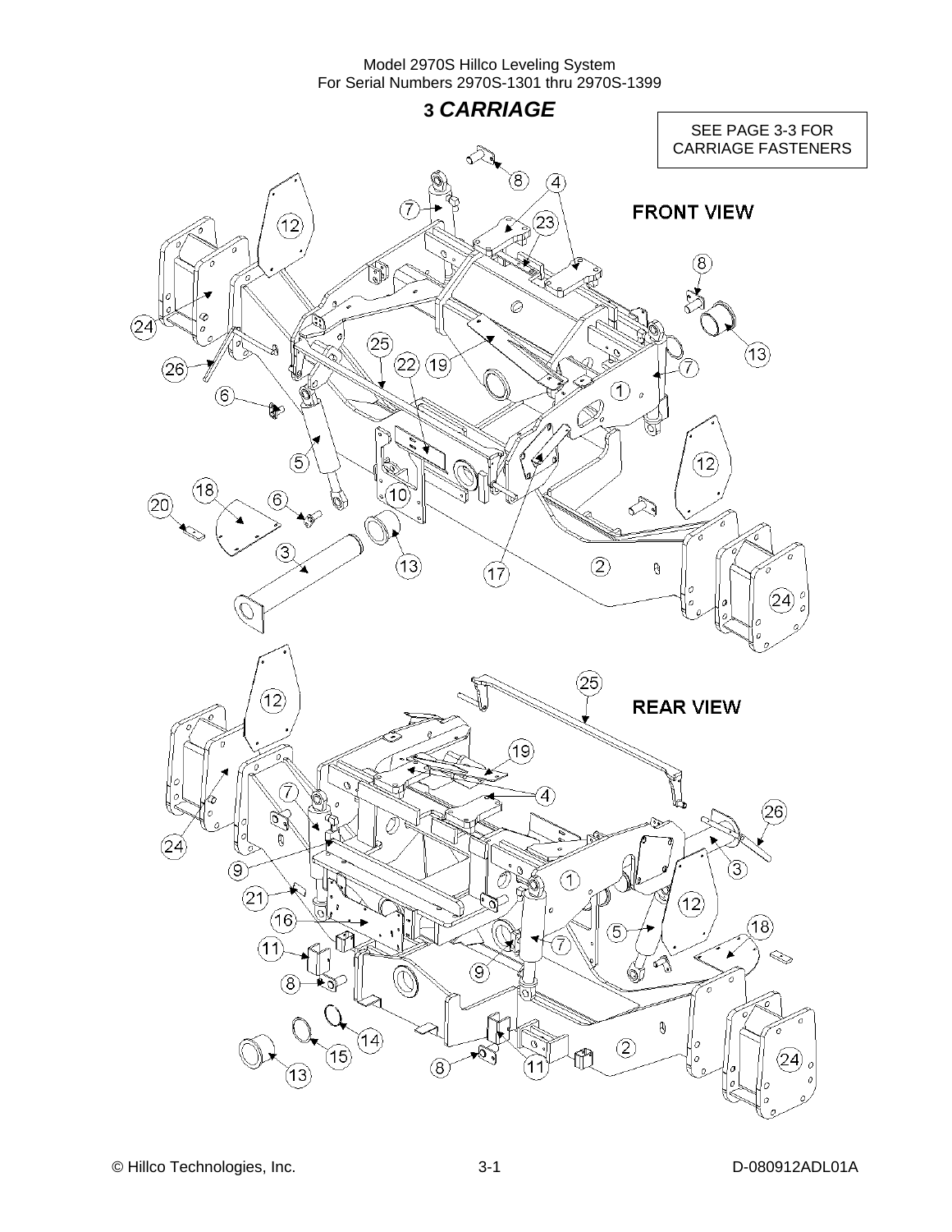# 3 *CARRIAGE*

SEE PAGE 3-3 FOR CARRIAGE FASTENERS

FRONT VIEW

REAR VIEW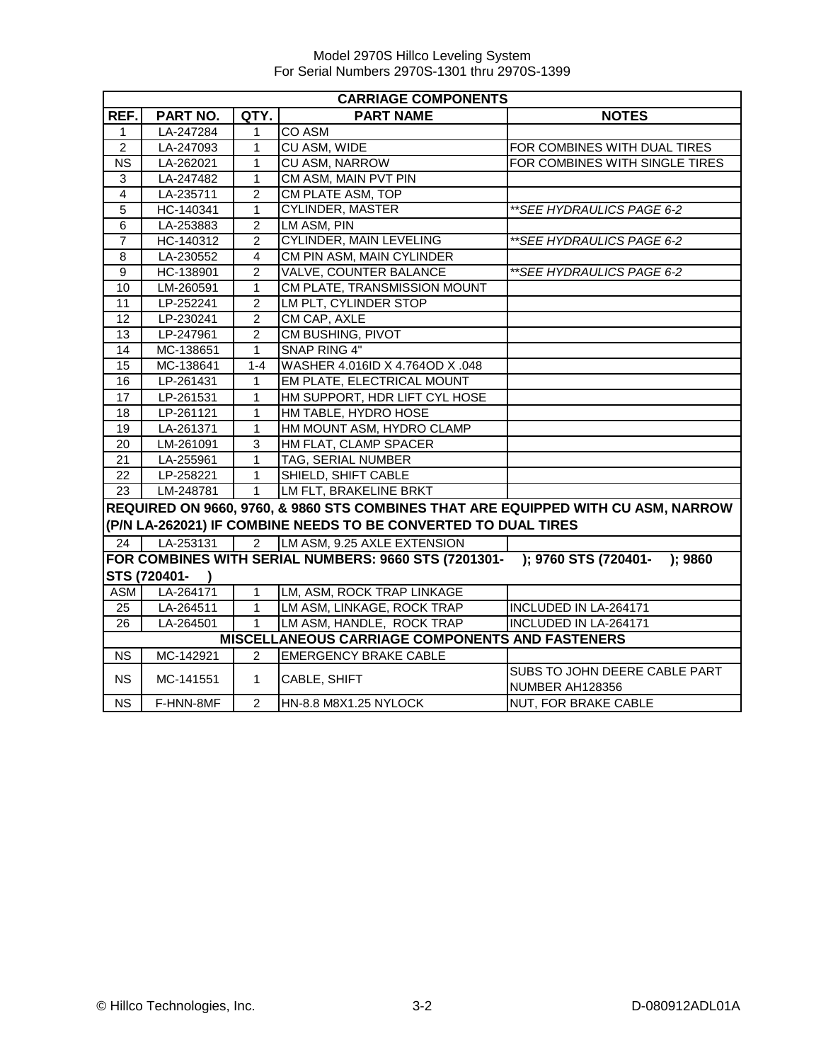| CARRIAGE COMPONENTS | | | | |
|---|---|---|---|---|
| REF. | PART NO. | QTY. | PART NAME | NOTES |
| 1 | LA-247284 | 1 | CO ASM | |
| 2 | LA-247093 | 1 | CU ASM, WIDE | FOR COMBINES WITH DUAL TIRES |
| NS | LA-262021 | 1 | CU ASM, NARROW | FOR COMBINES WITH SINGLE TIRES |
| 3 | LA-247482 | 1 | CM ASM, MAIN PVT PIN | |
| 4 | LA-235711 | 2 | CM PLATE ASM, TOP | |
| 5 | HC-140341 | 1 | CYLINDER, MASTER | *\*\*SEE HYDRAULICS PAGE 6-2* |
| 6 | LA-253883 | 2 | LM ASM, PIN | |
| 7 | HC-140312 | 2 | CYLINDER, MAIN LEVELING | *\*\*SEE HYDRAULICS PAGE 6-2* |
| 8 | LA-230552 | 4 | CM PIN ASM, MAIN CYLINDER | |
| 9 | HC-138901 | 2 | VALVE, COUNTER BALANCE | *\*\*SEE HYDRAULICS PAGE 6-2* |
| 10 | LM-260591 | 1 | CM PLATE, TRANSMISSION MOUNT | |
| 11 | LP-252241 | 2 | LM PLT, CYLINDER STOP | |
| 12 | LP-230241 | 2 | CM CAP, AXLE | |
| 13 | LP-247961 | 2 | CM BUSHING, PIVOT | |
| 14 | MC-138651 | 1 | SNAP RING 4" | |
| 15 | MC-138641 | 1-4 | WASHER 4.016ID X 4.764OD X .048 | |
| 16 | LP-261431 | 1 | EM PLATE, ELECTRICAL MOUNT | |
| 17 | LP-261531 | 1 | HM SUPPORT, HDR LIFT CYL HOSE | |
| 18 | LP-261121 | 1 | HM TABLE, HYDRO HOSE | |
| 19 | LA-261371 | 1 | HM MOUNT ASM, HYDRO CLAMP | |
| 20 | LM-261091 | 3 | HM FLAT, CLAMP SPACER | |
| 21 | LA-255961 | 1 | TAG, SERIAL NUMBER | |
| 22 | LP-258221 | 1 | SHIELD, SHIFT CABLE | |
| 23 | LM-248781 | 1 | LM FLT, BRAKELINE BRKT | |
| **REQUIRED ON 9660, 9760, & 9860 STS COMBINES THAT ARE EQUIPPED WITH CU ASM, NARROW (P/N LA-262021) IF COMBINE NEEDS TO BE CONVERTED TO DUAL TIRES** | | | | |
| 24 | LA-253131 | 2 | LM ASM, 9.25 AXLE EXTENSION | |
| **FOR COMBINES WITH SERIAL NUMBERS: 9660 STS (7201301- ); 9760 STS (720401- ); 9860 STS (720401- )** | | | | |
| ASM | LA-264171 | 1 | LM, ASM, ROCK TRAP LINKAGE | |
| 25 | LA-264511 | 1 | LM ASM, LINKAGE, ROCK TRAP | INCLUDED IN LA-264171 |
| 26 | LA-264501 | 1 | LM ASM, HANDLE, ROCK TRAP | INCLUDED IN LA-264171 |
| **MISCELLANEOUS CARRIAGE COMPONENTS AND FASTENERS** | | | | |
| NS | MC-142921 | 2 | EMERGENCY BRAKE CABLE | |
| NS | MC-141551 | 1 | CABLE, SHIFT | SUBS TO JOHN DEERE CABLE PART NUMBER AH128356 |
| NS | F-HNN-8MF | 2 | HN-8.8 M8X1.25 NYLOCK | NUT, FOR BRAKE CABLE |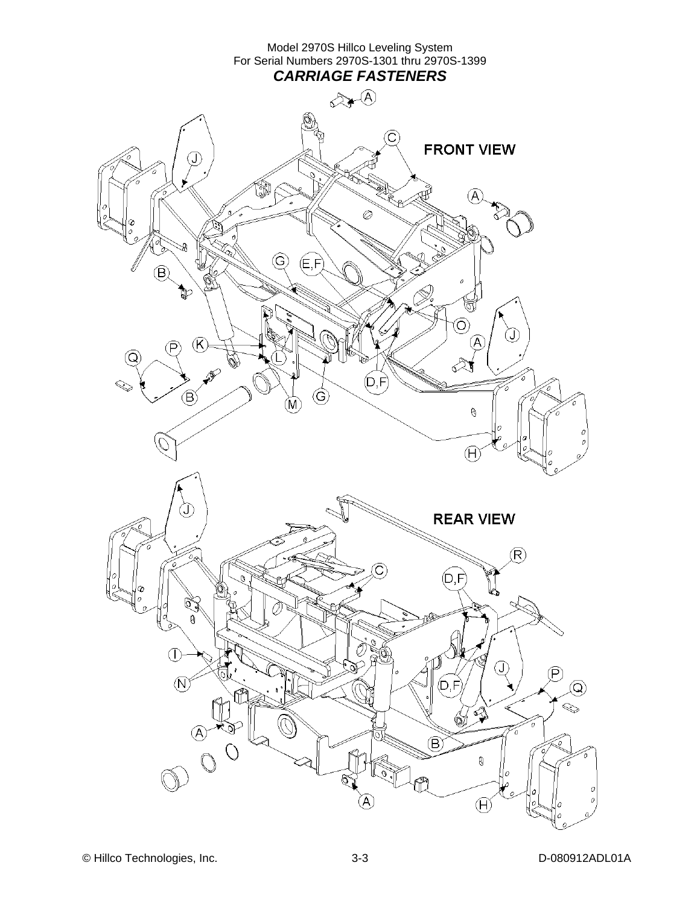Model 2970S Hillco Leveling System
For Serial Numbers 2970S-1301 thru 2970S-1399

## *CARRIAGE FASTENERS*

FRONT VIEW

A C J A G E,F B O J A K P L Q B M G D,F H

REAR VIEW

J R C D,F I N J P D,F Q A B A H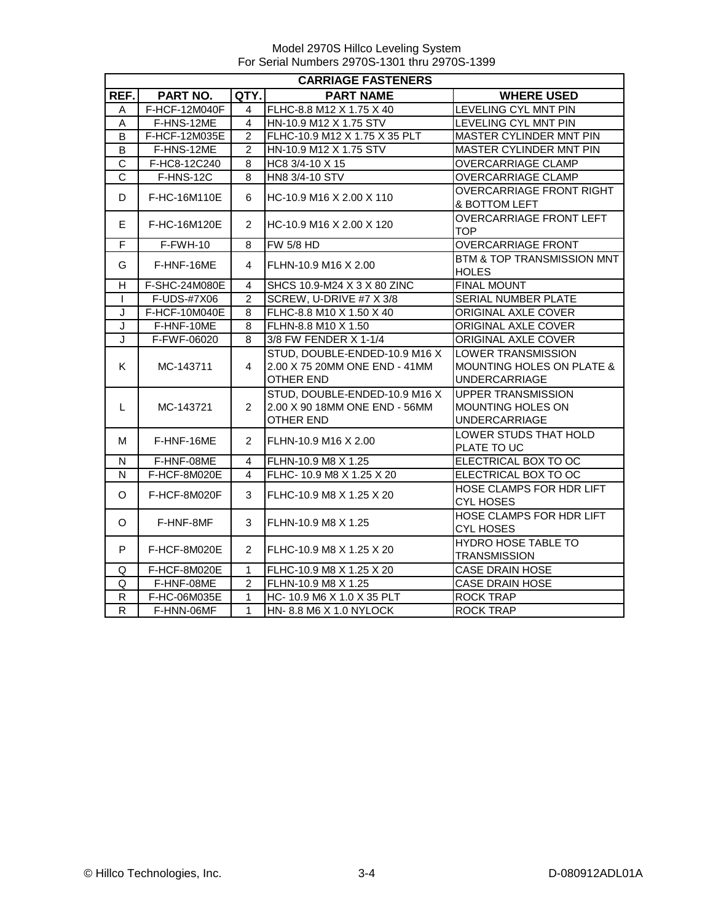Model 2970S Hillco Leveling System
For Serial Numbers 2970S-1301 thru 2970S-1399

| CARRIAGE FASTENERS | | | | |
|---|---|---|---|---|
| **REF.** | **PART NO.** | **QTY.** | **PART NAME** | **WHERE USED** |
| A | F-HCF-12M040F | 4 | FLHC-8.8 M12 X 1.75 X 40 | LEVELING CYL MNT PIN |
| A | F-HNS-12ME | 4 | HN-10.9 M12 X 1.75 STV | LEVELING CYL MNT PIN |
| B | F-HCF-12M035E | 2 | FLHC-10.9 M12 X 1.75 X 35 PLT | MASTER CYLINDER MNT PIN |
| B | F-HNS-12ME | 2 | HN-10.9 M12 X 1.75 STV | MASTER CYLINDER MNT PIN |
| C | F-HC8-12C240 | 8 | HC8 3/4-10 X 15 | OVERCARRIAGE CLAMP |
| C | F-HNS-12C | 8 | HN8 3/4-10 STV | OVERCARRIAGE CLAMP |
| D | F-HC-16M110E | 6 | HC-10.9 M16 X 2.00 X 110 | OVERCARRIAGE FRONT RIGHT & BOTTOM LEFT |
| E | F-HC-16M120E | 2 | HC-10.9 M16 X 2.00 X 120 | OVERCARRIAGE FRONT LEFT TOP |
| F | F-FWH-10 | 8 | FW 5/8 HD | OVERCARRIAGE FRONT |
| G | F-HNF-16ME | 4 | FLHN-10.9 M16 X 2.00 | BTM & TOP TRANSMISSION MNT HOLES |
| H | F-SHC-24M080E | 4 | SHCS 10.9-M24 X 3 X 80 ZINC | FINAL MOUNT |
| I | F-UDS-#7X06 | 2 | SCREW, U-DRIVE #7 X 3/8 | SERIAL NUMBER PLATE |
| J | F-HCF-10M040E | 8 | FLHC-8.8 M10 X 1.50 X 40 | ORIGINAL AXLE COVER |
| J | F-HNF-10ME | 8 | FLHN-8.8 M10 X 1.50 | ORIGINAL AXLE COVER |
| J | F-FWF-06020 | 8 | 3/8 FW FENDER X 1-1/4 | ORIGINAL AXLE COVER |
| K | MC-143711 | 4 | STUD, DOUBLE-ENDED-10.9 M16 X 2.00 X 75 20MM ONE END - 41MM OTHER END | LOWER TRANSMISSION MOUNTING HOLES ON PLATE & UNDERCARRIAGE |
| L | MC-143721 | 2 | STUD, DOUBLE-ENDED-10.9 M16 X 2.00 X 90 18MM ONE END - 56MM OTHER END | UPPER TRANSMISSION MOUNTING HOLES ON UNDERCARRIAGE |
| M | F-HNF-16ME | 2 | FLHN-10.9 M16 X 2.00 | LOWER STUDS THAT HOLD PLATE TO UC |
| N | F-HNF-08ME | 4 | FLHN-10.9 M8 X 1.25 | ELECTRICAL BOX TO OC |
| N | F-HCF-8M020E | 4 | FLHC- 10.9 M8 X 1.25 X 20 | ELECTRICAL BOX TO OC |
| O | F-HCF-8M020F | 3 | FLHC-10.9 M8 X 1.25 X 20 | HOSE CLAMPS FOR HDR LIFT CYL HOSES |
| O | F-HNF-8MF | 3 | FLHN-10.9 M8 X 1.25 | HOSE CLAMPS FOR HDR LIFT CYL HOSES |
| P | F-HCF-8M020E | 2 | FLHC-10.9 M8 X 1.25 X 20 | HYDRO HOSE TABLE TO TRANSMISSION |
| Q | F-HCF-8M020E | 1 | FLHC-10.9 M8 X 1.25 X 20 | CASE DRAIN HOSE |
| Q | F-HNF-08ME | 2 | FLHN-10.9 M8 X 1.25 | CASE DRAIN HOSE |
| R | F-HC-06M035E | 1 | HC- 10.9 M6 X 1.0 X 35 PLT | ROCK TRAP |
| R | F-HNN-06MF | 1 | HN- 8.8 M6 X 1.0 NYLOCK | ROCK TRAP |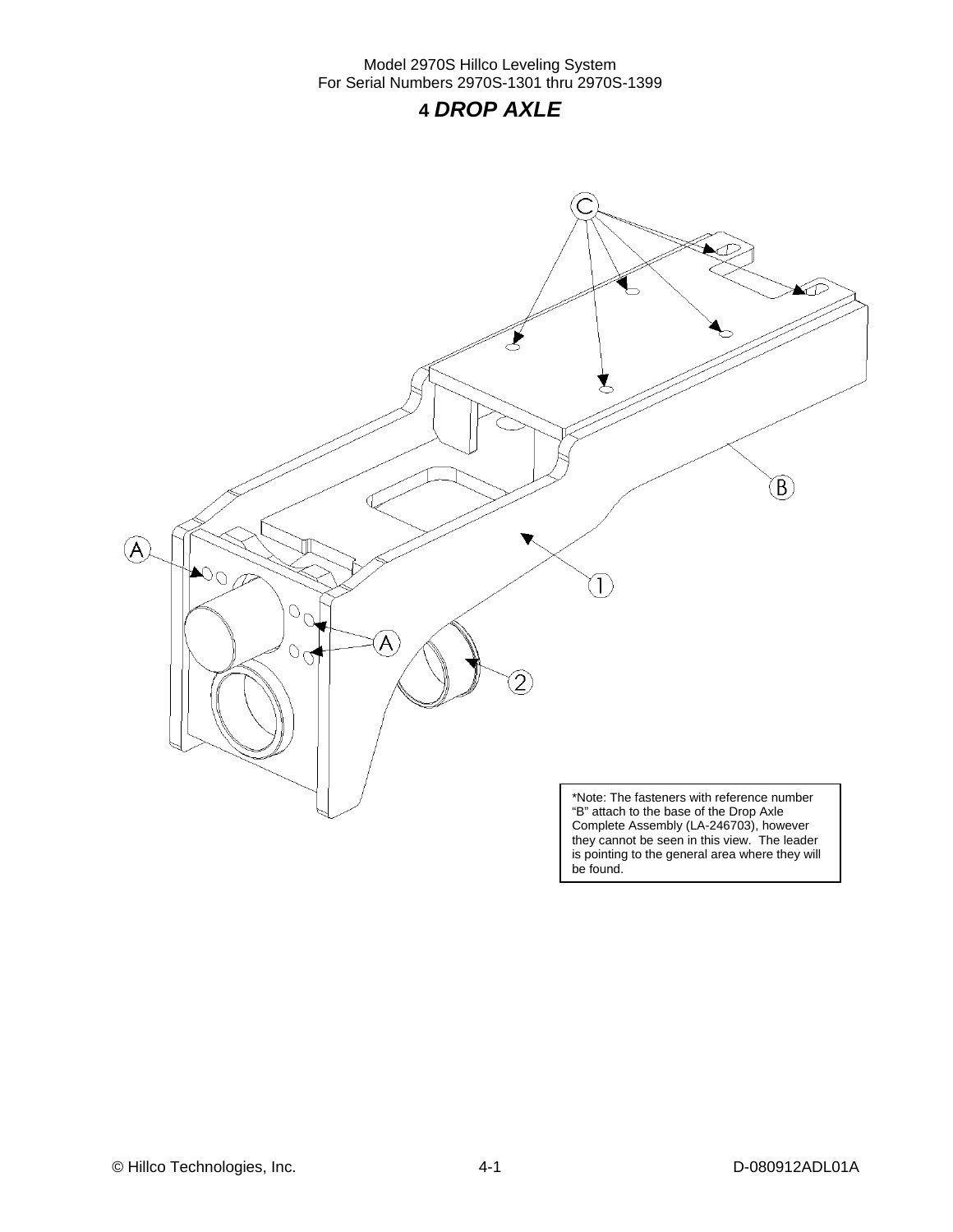# 4 *DROP AXLE*

*Note: The fasteners with reference number "B" attach to the base of the Drop Axle Complete Assembly (LA-246703), however they cannot be seen in this view. The leader is pointing to the general area where they will be found.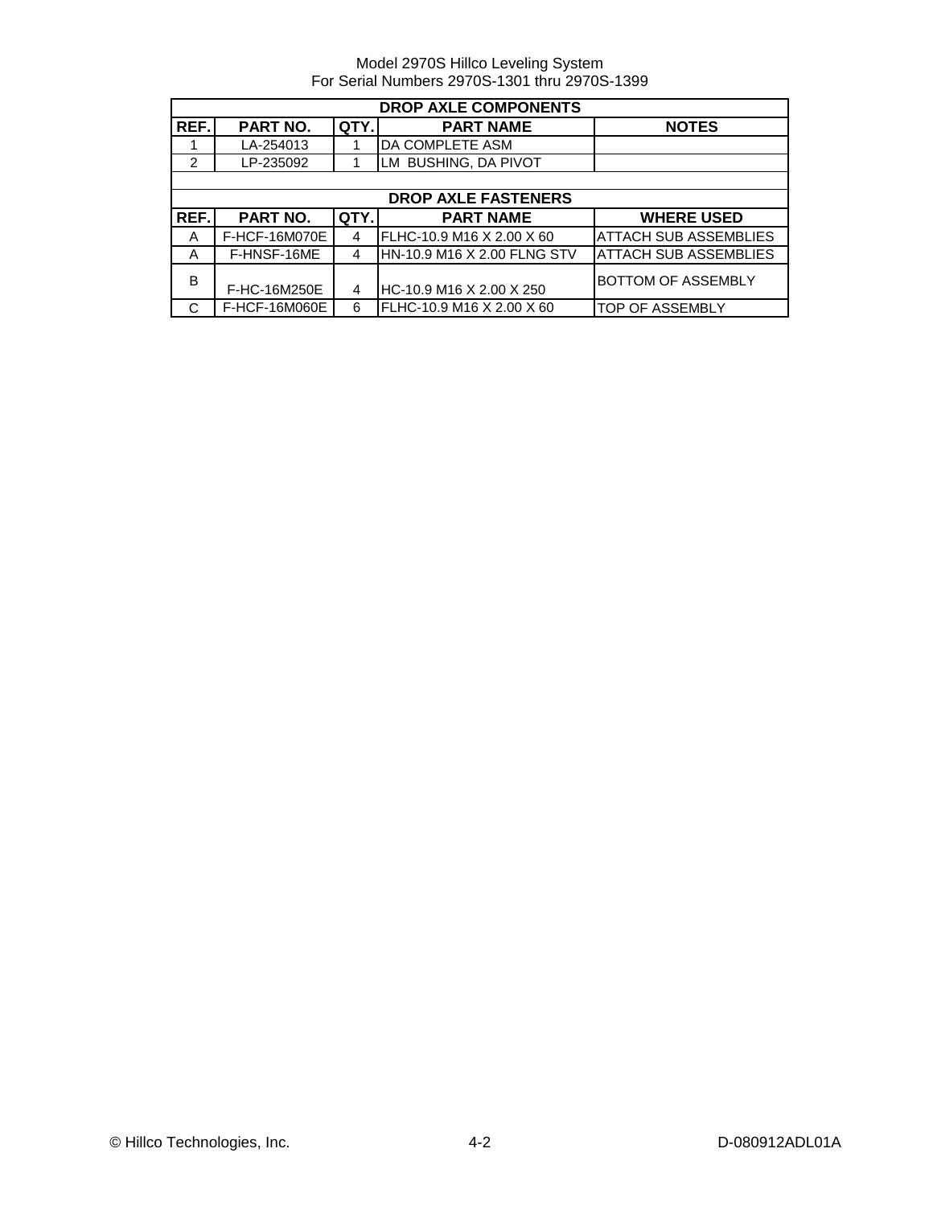Model 2970S Hillco Leveling System
For Serial Numbers 2970S-1301 thru 2970S-1399

| DROP AXLE COMPONENTS | | | | |
|---|---|---|---|---|
| **REF.** | **PART NO.** | **QTY.** | **PART NAME** | **NOTES** |
| 1 | LA-254013 | 1 | DA COMPLETE ASM | |
| 2 | LP-235092 | 1 | LM BUSHING, DA PIVOT | |

| DROP AXLE FASTENERS | | | | |
|---|---|---|---|---|
| **REF.** | **PART NO.** | **QTY.** | **PART NAME** | **WHERE USED** |
| A | F-HCF-16M070E | 4 | FLHC-10.9 M16 X 2.00 X 60 | ATTACH SUB ASSEMBLIES |
| A | F-HNSF-16ME | 4 | HN-10.9 M16 X 2.00 FLNG STV | ATTACH SUB ASSEMBLIES |
| B | F-HC-16M250E | 4 | HC-10.9 M16 X 2.00 X 250 | BOTTOM OF ASSEMBLY |
| C | F-HCF-16M060E | 6 | FLHC-10.9 M16 X 2.00 X 60 | TOP OF ASSEMBLY |

© Hillco Technologies, Inc. 4-2 D-080912ADL01A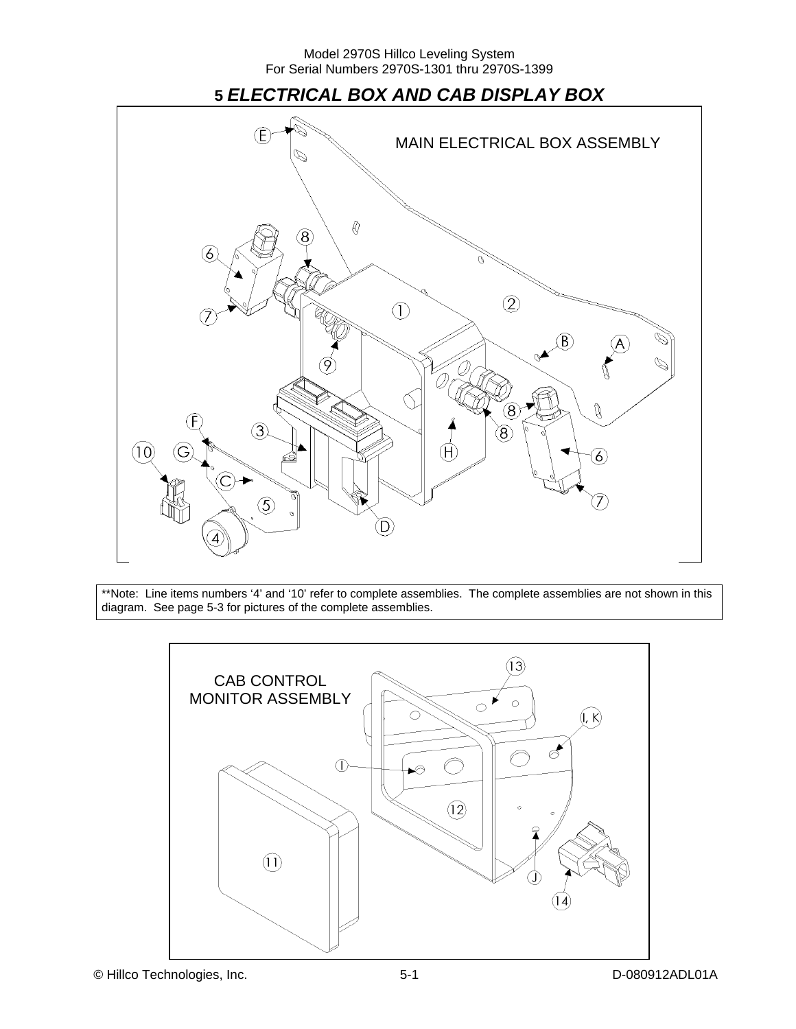# 5 *ELECTRICAL BOX AND CAB DISPLAY BOX*

MAIN ELECTRICAL BOX ASSEMBLY

**Note: Line items numbers '4' and '10' refer to complete assemblies. The complete assemblies are not shown in this diagram. See page 5-3 for pictures of the complete assemblies.

CAB CONTROL MONITOR ASSEMBLY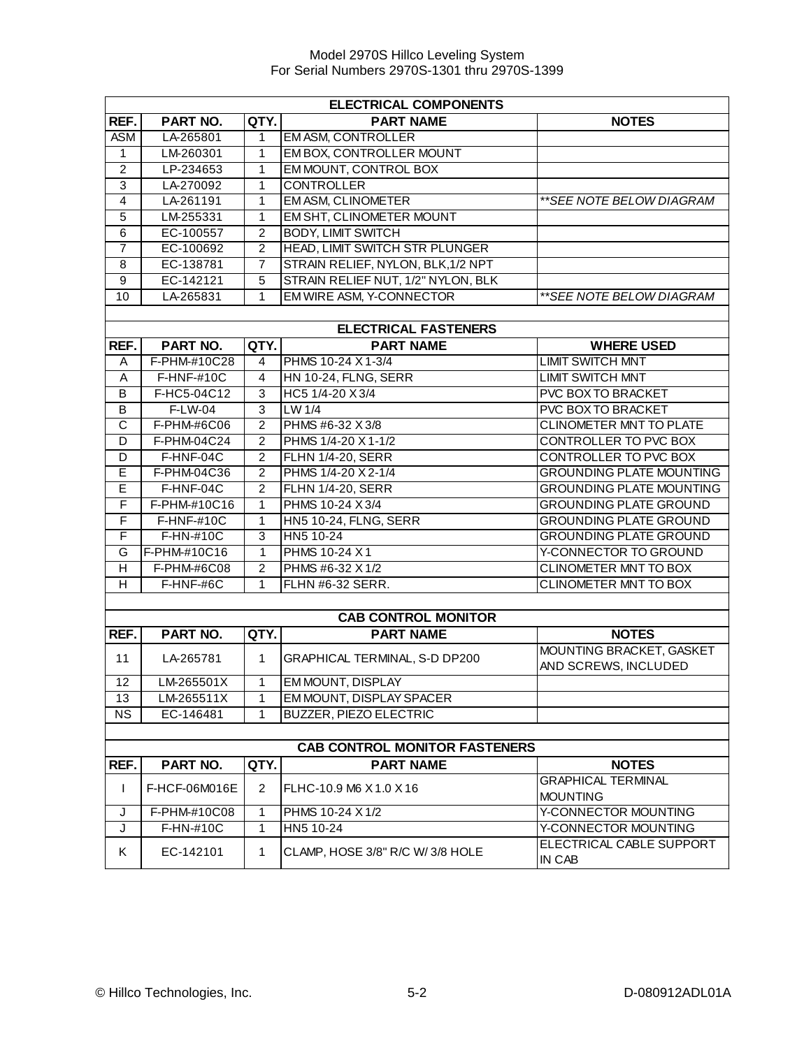Model 2970S Hillco Leveling System
For Serial Numbers 2970S-1301 thru 2970S-1399

| ELECTRICAL COMPONENTS | | | | |
|---|---|---|---|---|
| **REF.** | **PART NO.** | **QTY.** | **PART NAME** | **NOTES** |
| ASM | LA-265801 | 1 | EM ASM, CONTROLLER | |
| 1 | LM-260301 | 1 | EM BOX, CONTROLLER MOUNT | |
| 2 | LP-234653 | 1 | EM MOUNT, CONTROL BOX | |
| 3 | LA-270092 | 1 | CONTROLLER | |
| 4 | LA-261191 | 1 | EM ASM, CLINOMETER | *\*\*SEE NOTE BELOW DIAGRAM* |
| 5 | LM-255331 | 1 | EM SHT, CLINOMETER MOUNT | |
| 6 | EC-100557 | 2 | BODY, LIMIT SWITCH | |
| 7 | EC-100692 | 2 | HEAD, LIMIT SWITCH STR PLUNGER | |
| 8 | EC-138781 | 7 | STRAIN RELIEF, NYLON, BLK,1/2 NPT | |
| 9 | EC-142121 | 5 | STRAIN RELIEF NUT, 1/2" NYLON, BLK | |
| 10 | LA-265831 | 1 | EM WIRE ASM, Y-CONNECTOR | *\*\*SEE NOTE BELOW DIAGRAM* |

| ELECTRICAL FASTENERS | | | | |
|---|---|---|---|---|
| **REF.** | **PART NO.** | **QTY.** | **PART NAME** | **WHERE USED** |
| A | F-PHM-#10C28 | 4 | PHMS 10-24 X 1-3/4 | LIMIT SWITCH MNT |
| A | F-HNF-#10C | 4 | HN 10-24, FLNG, SERR | LIMIT SWITCH MNT |
| B | F-HC5-04C12 | 3 | HC5 1/4-20 X 3/4 | PVC BOX TO BRACKET |
| B | F-LW-04 | 3 | LW 1/4 | PVC BOX TO BRACKET |
| C | F-PHM-#6C06 | 2 | PHMS #6-32 X 3/8 | CLINOMETER MNT TO PLATE |
| D | F-PHM-04C24 | 2 | PHMS 1/4-20 X 1-1/2 | CONTROLLER TO PVC BOX |
| D | F-HNF-04C | 2 | FLHN 1/4-20, SERR | CONTROLLER TO PVC BOX |
| E | F-PHM-04C36 | 2 | PHMS 1/4-20 X 2-1/4 | GROUNDING PLATE MOUNTING |
| E | F-HNF-04C | 2 | FLHN 1/4-20, SERR | GROUNDING PLATE MOUNTING |
| F | F-PHM-#10C16 | 1 | PHMS 10-24 X 3/4 | GROUNDING PLATE GROUND |
| F | F-HNF-#10C | 1 | HN5 10-24, FLNG, SERR | GROUNDING PLATE GROUND |
| F | F-HN-#10C | 3 | HN5 10-24 | GROUNDING PLATE GROUND |
| G | F-PHM-#10C16 | 1 | PHMS 10-24 X 1 | Y-CONNECTOR TO GROUND |
| H | F-PHM-#6C08 | 2 | PHMS #6-32 X 1/2 | CLINOMETER MNT TO BOX |
| H | F-HNF-#6C | 1 | FLHN #6-32 SERR. | CLINOMETER MNT TO BOX |

| CAB CONTROL MONITOR | | | | |
|---|---|---|---|---|
| **REF.** | **PART NO.** | **QTY.** | **PART NAME** | **NOTES** |
| 11 | LA-265781 | 1 | GRAPHICAL TERMINAL, S-D DP200 | MOUNTING BRACKET, GASKET AND SCREWS, INCLUDED |
| 12 | LM-265501X | 1 | EM MOUNT, DISPLAY | |
| 13 | LM-265511X | 1 | EM MOUNT, DISPLAY SPACER | |
| NS | EC-146481 | 1 | BUZZER, PIEZO ELECTRIC | |

| CAB CONTROL MONITOR FASTENERS | | | | |
|---|---|---|---|---|
| **REF.** | **PART NO.** | **QTY.** | **PART NAME** | **NOTES** |
| I | F-HCF-06M016E | 2 | FLHC-10.9 M6 X 1.0 X 16 | GRAPHICAL TERMINAL MOUNTING |
| J | F-PHM-#10C08 | 1 | PHMS 10-24 X 1/2 | Y-CONNECTOR MOUNTING |
| J | F-HN-#10C | 1 | HN5 10-24 | Y-CONNECTOR MOUNTING |
| K | EC-142101 | 1 | CLAMP, HOSE 3/8" R/C W/ 3/8 HOLE | ELECTRICAL CABLE SUPPORT IN CAB |

© Hillco Technologies, Inc. 5-2 D-080912ADL01A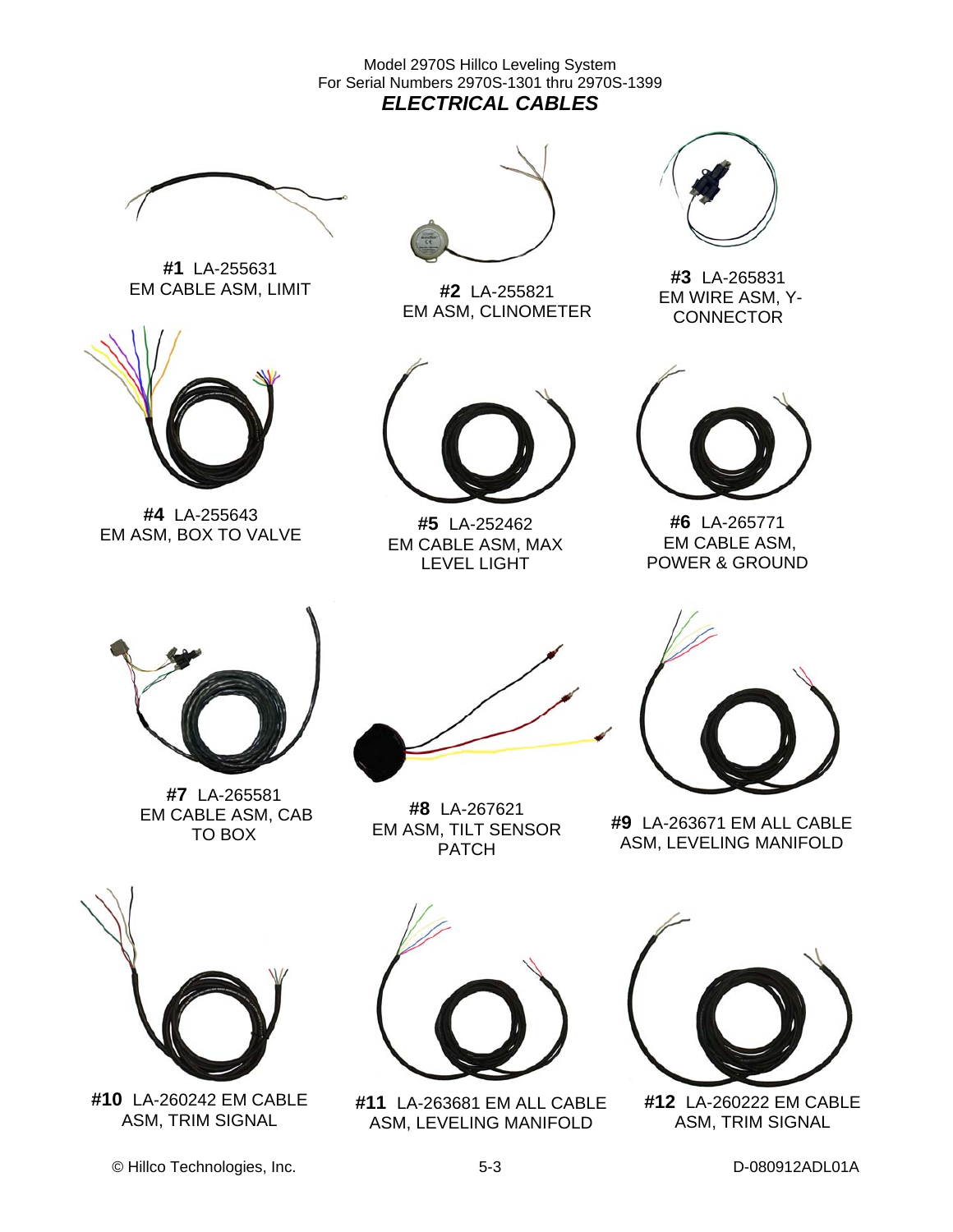Model 2970S Hillco Leveling System
For Serial Numbers 2970S-1301 thru 2970S-1399

## *ELECTRICAL CABLES*

**#1** LA-255631
EM CABLE ASM, LIMIT

**#2** LA-255821
EM ASM, CLINOMETER

**#3** LA-265831
EM WIRE ASM, Y-CONNECTOR

**#4** LA-255643
EM ASM, BOX TO VALVE

**#5** LA-252462
EM CABLE ASM, MAX LEVEL LIGHT

**#6** LA-265771
EM CABLE ASM, POWER & GROUND

**#7** LA-265581
EM CABLE ASM, CAB TO BOX

**#8** LA-267621
EM ASM, TILT SENSOR PATCH

**#9** LA-263671 EM ALL CABLE ASM, LEVELING MANIFOLD

**#10** LA-260242 EM CABLE ASM, TRIM SIGNAL

**#11** LA-263681 EM ALL CABLE ASM, LEVELING MANIFOLD

**#12** LA-260222 EM CABLE ASM, TRIM SIGNAL

© Hillco Technologies, Inc. 5-3 D-080912ADL01A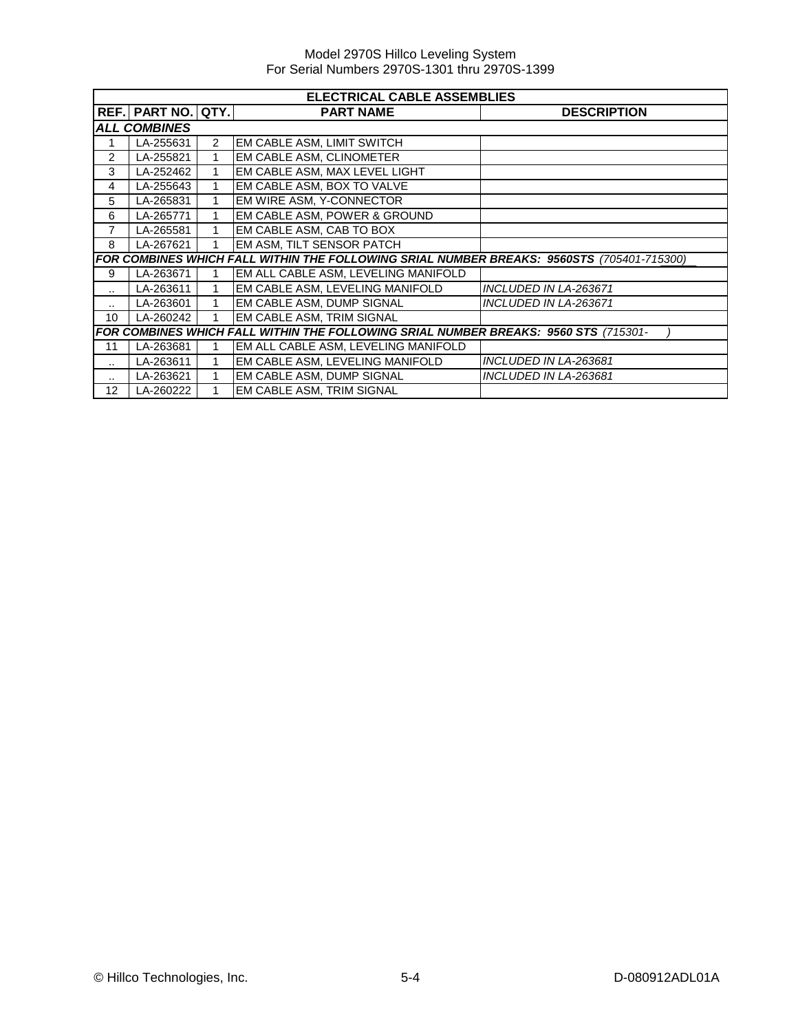| ELECTRICAL CABLE ASSEMBLIES | | | | |
|---|---|---|---|---|
| REF. | PART NO. | QTY. | PART NAME | DESCRIPTION |
| ***ALL COMBINES*** | | | | |
| 1 | LA-255631 | 2 | EM CABLE ASM, LIMIT SWITCH | |
| 2 | LA-255821 | 1 | EM CABLE ASM, CLINOMETER | |
| 3 | LA-252462 | 1 | EM CABLE ASM, MAX LEVEL LIGHT | |
| 4 | LA-255643 | 1 | EM CABLE ASM, BOX TO VALVE | |
| 5 | LA-265831 | 1 | EM WIRE ASM, Y-CONNECTOR | |
| 6 | LA-265771 | 1 | EM CABLE ASM, POWER & GROUND | |
| 7 | LA-265581 | 1 | EM CABLE ASM, CAB TO BOX | |
| 8 | LA-267621 | 1 | EM ASM, TILT SENSOR PATCH | |
| ***FOR COMBINES WHICH FALL WITHIN THE FOLLOWING SRIAL NUMBER BREAKS: 9560STS*** *(705401-715300)* | | | | |
| 9 | LA-263671 | 1 | EM ALL CABLE ASM, LEVELING MANIFOLD | |
| .. | LA-263611 | 1 | EM CABLE ASM, LEVELING MANIFOLD | *INCLUDED IN LA-263671* |
| .. | LA-263601 | 1 | EM CABLE ASM, DUMP SIGNAL | *INCLUDED IN LA-263671* |
| 10 | LA-260242 | 1 | EM CABLE ASM, TRIM SIGNAL | |
| ***FOR COMBINES WHICH FALL WITHIN THE FOLLOWING SRIAL NUMBER BREAKS: 9560 STS*** *(715301- )* | | | | |
| 11 | LA-263681 | 1 | EM ALL CABLE ASM, LEVELING MANIFOLD | |
| .. | LA-263611 | 1 | EM CABLE ASM, LEVELING MANIFOLD | *INCLUDED IN LA-263681* |
| .. | LA-263621 | 1 | EM CABLE ASM, DUMP SIGNAL | *INCLUDED IN LA-263681* |
| 12 | LA-260222 | 1 | EM CABLE ASM, TRIM SIGNAL | |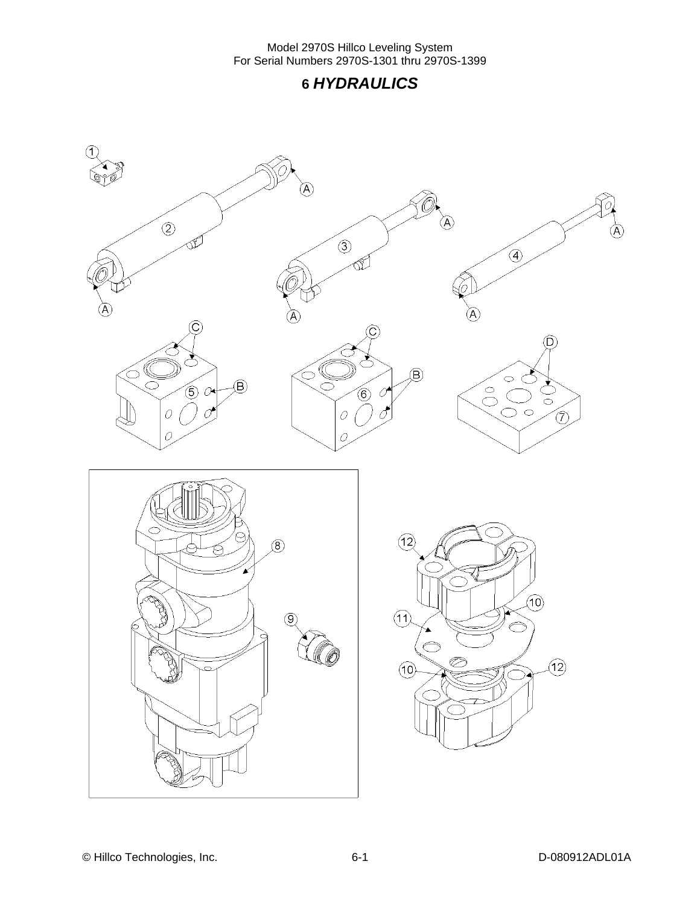# 6 *HYDRAULICS*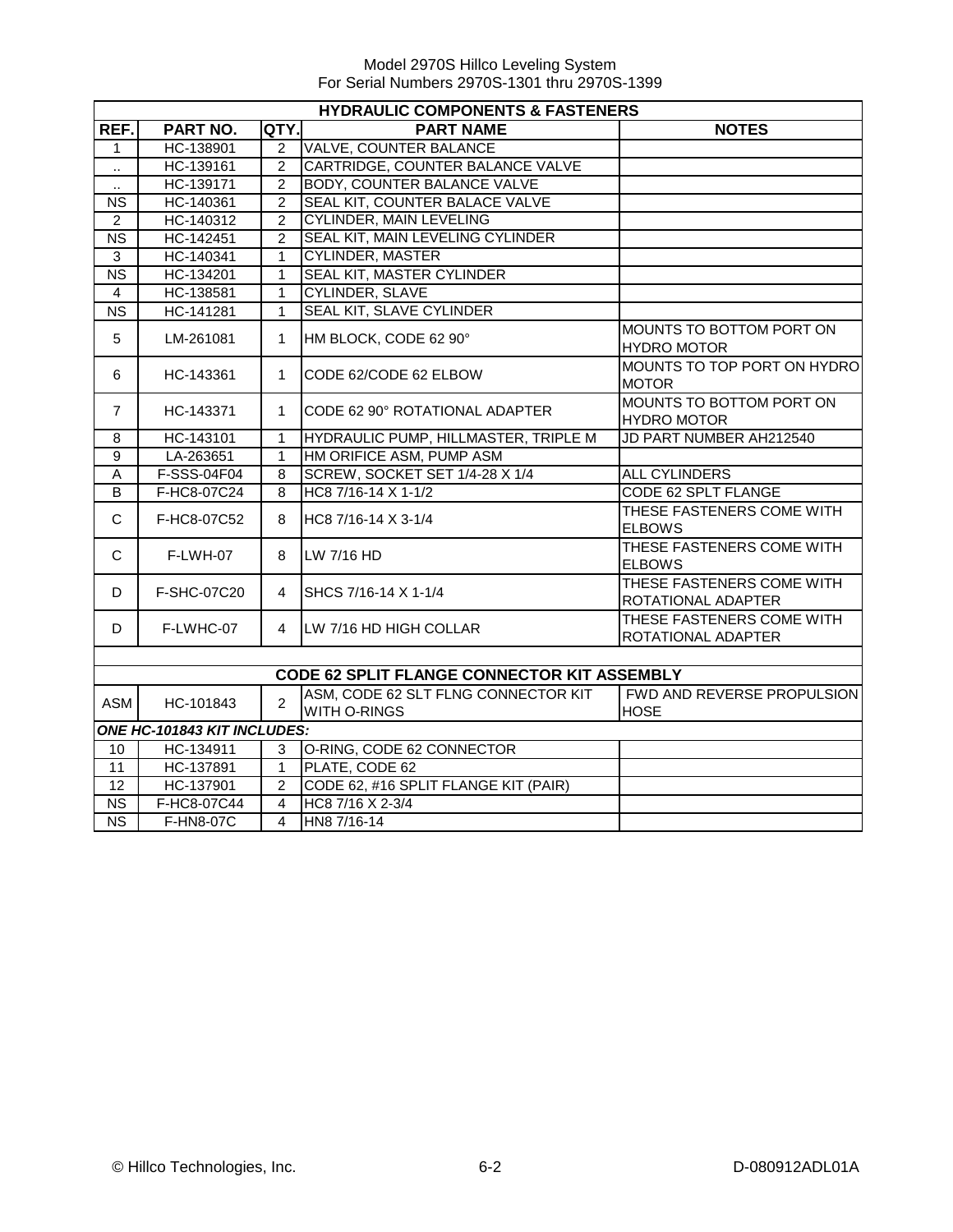Model 2970S Hillco Leveling System
For Serial Numbers 2970S-1301 thru 2970S-1399

| HYDRAULIC COMPONENTS & FASTENERS | | | | |
|---|---|---|---|---|
| REF. | PART NO. | QTY. | PART NAME | NOTES |
| 1 | HC-138901 | 2 | VALVE, COUNTER BALANCE | |
| .. | HC-139161 | 2 | CARTRIDGE, COUNTER BALANCE VALVE | |
| .. | HC-139171 | 2 | BODY, COUNTER BALANCE VALVE | |
| NS | HC-140361 | 2 | SEAL KIT, COUNTER BALACE VALVE | |
| 2 | HC-140312 | 2 | CYLINDER, MAIN LEVELING | |
| NS | HC-142451 | 2 | SEAL KIT, MAIN LEVELING CYLINDER | |
| 3 | HC-140341 | 1 | CYLINDER, MASTER | |
| NS | HC-134201 | 1 | SEAL KIT, MASTER CYLINDER | |
| 4 | HC-138581 | 1 | CYLINDER, SLAVE | |
| NS | HC-141281 | 1 | SEAL KIT, SLAVE CYLINDER | |
| 5 | LM-261081 | 1 | HM BLOCK, CODE 62 90° | MOUNTS TO BOTTOM PORT ON HYDRO MOTOR |
| 6 | HC-143361 | 1 | CODE 62/CODE 62 ELBOW | MOUNTS TO TOP PORT ON HYDRO MOTOR |
| 7 | HC-143371 | 1 | CODE 62 90° ROTATIONAL ADAPTER | MOUNTS TO BOTTOM PORT ON HYDRO MOTOR |
| 8 | HC-143101 | 1 | HYDRAULIC PUMP, HILLMASTER, TRIPLE M | JD PART NUMBER AH212540 |
| 9 | LA-263651 | 1 | HM ORIFICE ASM, PUMP ASM | |
| A | F-SSS-04F04 | 8 | SCREW, SOCKET SET 1/4-28 X 1/4 | ALL CYLINDERS |
| B | F-HC8-07C24 | 8 | HC8 7/16-14 X 1-1/2 | CODE 62 SPLT FLANGE |
| C | F-HC8-07C52 | 8 | HC8 7/16-14 X 3-1/4 | THESE FASTENERS COME WITH ELBOWS |
| C | F-LWH-07 | 8 | LW 7/16 HD | THESE FASTENERS COME WITH ELBOWS |
| D | F-SHC-07C20 | 4 | SHCS 7/16-14 X 1-1/4 | THESE FASTENERS COME WITH ROTATIONAL ADAPTER |
| D | F-LWHC-07 | 4 | LW 7/16 HD HIGH COLLAR | THESE FASTENERS COME WITH ROTATIONAL ADAPTER |

| CODE 62 SPLIT FLANGE CONNECTOR KIT ASSEMBLY | | | | |
|---|---|---|---|---|
| ASM | HC-101843 | 2 | ASM, CODE 62 SLT FLNG CONNECTOR KIT WITH O-RINGS | FWD AND REVERSE PROPULSION HOSE |
| ***ONE HC-101843 KIT INCLUDES:*** | | | | |
| 10 | HC-134911 | 3 | O-RING, CODE 62 CONNECTOR | |
| 11 | HC-137891 | 1 | PLATE, CODE 62 | |
| 12 | HC-137901 | 2 | CODE 62, #16 SPLIT FLANGE KIT (PAIR) | |
| NS | F-HC8-07C44 | 4 | HC8 7/16 X 2-3/4 | |
| NS | F-HN8-07C | 4 | HN8 7/16-14 | |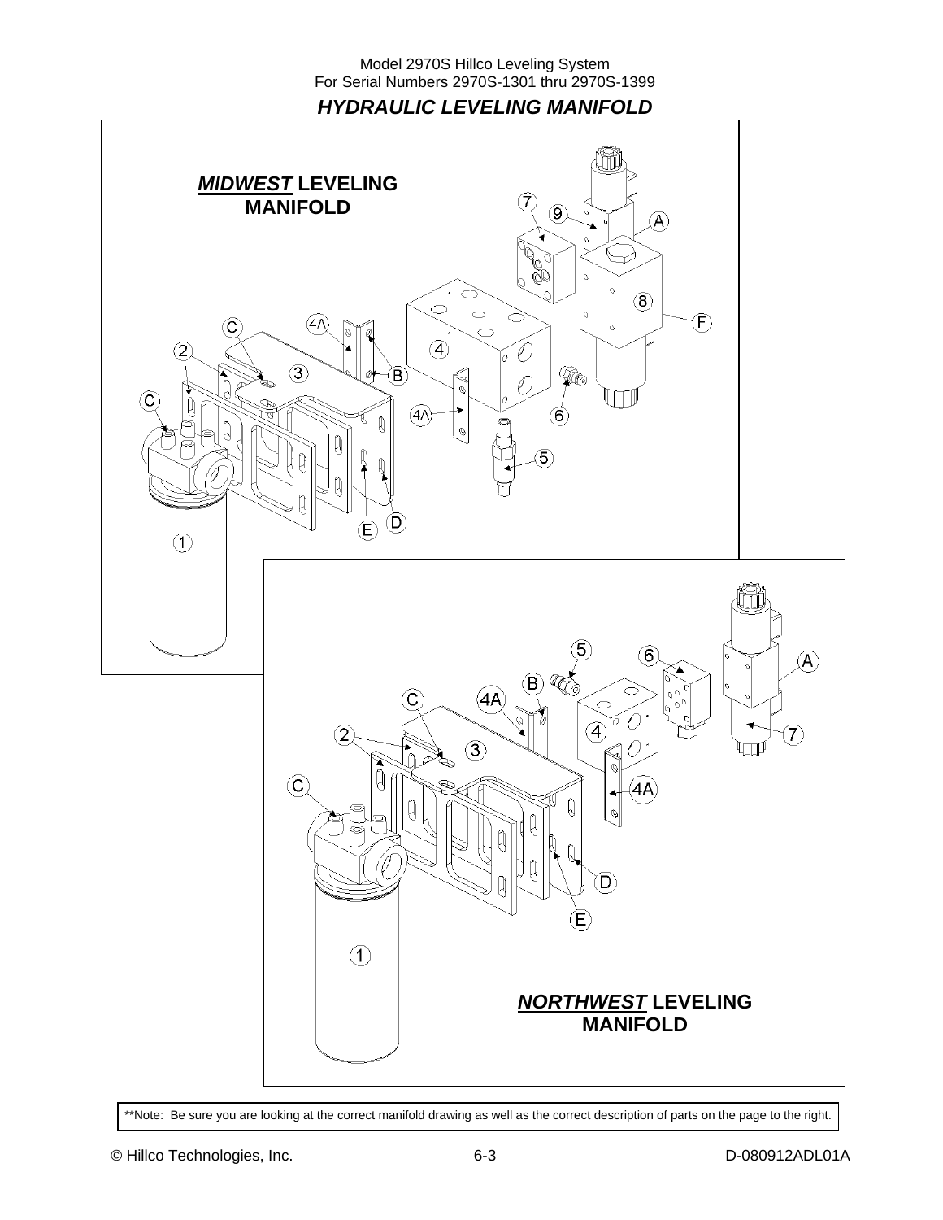## *HYDRAULIC LEVELING MANIFOLD*

***MIDWEST* LEVELING MANIFOLD**

***NORTHWEST* LEVELING MANIFOLD**

**Note: Be sure you are looking at the correct manifold drawing as well as the correct description of parts on the page to the right.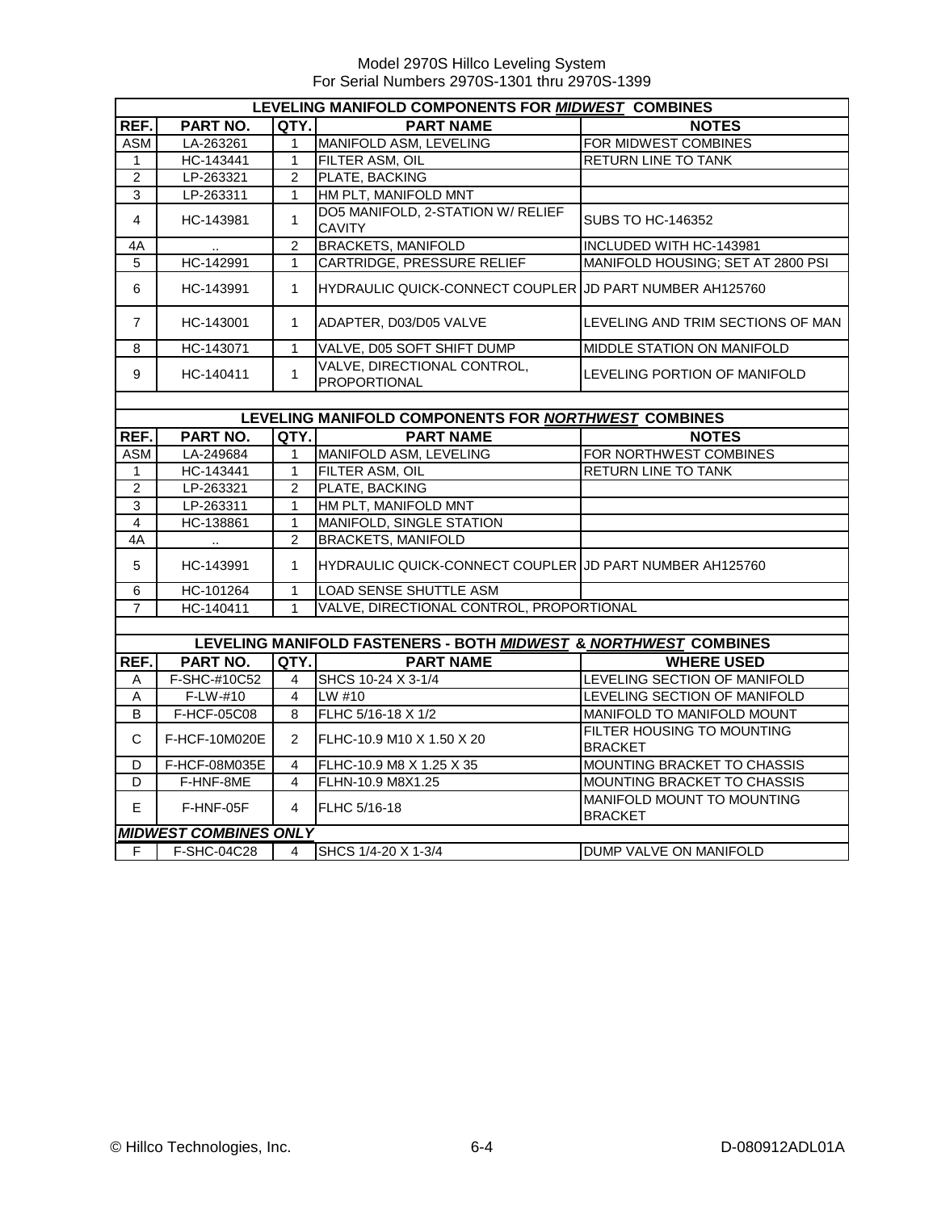Model 2970S Hillco Leveling System
For Serial Numbers 2970S-1301 thru 2970S-1399

| LEVELING MANIFOLD COMPONENTS FOR ***MIDWEST*** COMBINES | | | | |
|---|---|---|---|---|
| **REF.** | **PART NO.** | **QTY.** | **PART NAME** | **NOTES** |
| ASM | LA-263261 | 1 | MANIFOLD ASM, LEVELING | FOR MIDWEST COMBINES |
| 1 | HC-143441 | 1 | FILTER ASM, OIL | RETURN LINE TO TANK |
| 2 | LP-263321 | 2 | PLATE, BACKING | |
| 3 | LP-263311 | 1 | HM PLT, MANIFOLD MNT | |
| 4 | HC-143981 | 1 | DO5 MANIFOLD, 2-STATION W/ RELIEF CAVITY | SUBS TO HC-146352 |
| 4A | .. | 2 | BRACKETS, MANIFOLD | INCLUDED WITH HC-143981 |
| 5 | HC-142991 | 1 | CARTRIDGE, PRESSURE RELIEF | MANIFOLD HOUSING; SET AT 2800 PSI |
| 6 | HC-143991 | 1 | HYDRAULIC QUICK-CONNECT COUPLER | JD PART NUMBER AH125760 |
| 7 | HC-143001 | 1 | ADAPTER, D03/D05 VALVE | LEVELING AND TRIM SECTIONS OF MAN |
| 8 | HC-143071 | 1 | VALVE, D05 SOFT SHIFT DUMP | MIDDLE STATION ON MANIFOLD |
| 9 | HC-140411 | 1 | VALVE, DIRECTIONAL CONTROL, PROPORTIONAL | LEVELING PORTION OF MANIFOLD |

| LEVELING MANIFOLD COMPONENTS FOR ***NORTHWEST*** COMBINES | | | | |
|---|---|---|---|---|
| **REF.** | **PART NO.** | **QTY.** | **PART NAME** | **NOTES** |
| ASM | LA-249684 | 1 | MANIFOLD ASM, LEVELING | FOR NORTHWEST COMBINES |
| 1 | HC-143441 | 1 | FILTER ASM, OIL | RETURN LINE TO TANK |
| 2 | LP-263321 | 2 | PLATE, BACKING | |
| 3 | LP-263311 | 1 | HM PLT, MANIFOLD MNT | |
| 4 | HC-138861 | 1 | MANIFOLD, SINGLE STATION | |
| 4A | .. | 2 | BRACKETS, MANIFOLD | |
| 5 | HC-143991 | 1 | HYDRAULIC QUICK-CONNECT COUPLER | JD PART NUMBER AH125760 |
| 6 | HC-101264 | 1 | LOAD SENSE SHUTTLE ASM | |
| 7 | HC-140411 | 1 | VALVE, DIRECTIONAL CONTROL, PROPORTIONAL | |

| LEVELING MANIFOLD FASTENERS - BOTH ***MIDWEST*** & ***NORTHWEST*** COMBINES | | | | |
|---|---|---|---|---|
| **REF.** | **PART NO.** | **QTY.** | **PART NAME** | **WHERE USED** |
| A | F-SHC-#10C52 | 4 | SHCS 10-24 X 3-1/4 | LEVELING SECTION OF MANIFOLD |
| A | F-LW-#10 | 4 | LW #10 | LEVELING SECTION OF MANIFOLD |
| B | F-HCF-05C08 | 8 | FLHC 5/16-18 X 1/2 | MANIFOLD TO MANIFOLD MOUNT |
| C | F-HCF-10M020E | 2 | FLHC-10.9 M10 X 1.50 X 20 | FILTER HOUSING TO MOUNTING BRACKET |
| D | F-HCF-08M035E | 4 | FLHC-10.9 M8 X 1.25 X 35 | MOUNTING BRACKET TO CHASSIS |
| D | F-HNF-8ME | 4 | FLHN-10.9 M8X1.25 | MOUNTING BRACKET TO CHASSIS |
| E | F-HNF-05F | 4 | FLHC 5/16-18 | MANIFOLD MOUNT TO MOUNTING BRACKET |
| ***MIDWEST COMBINES ONLY*** | | | | |
| F | F-SHC-04C28 | 4 | SHCS 1/4-20 X 1-3/4 | DUMP VALVE ON MANIFOLD |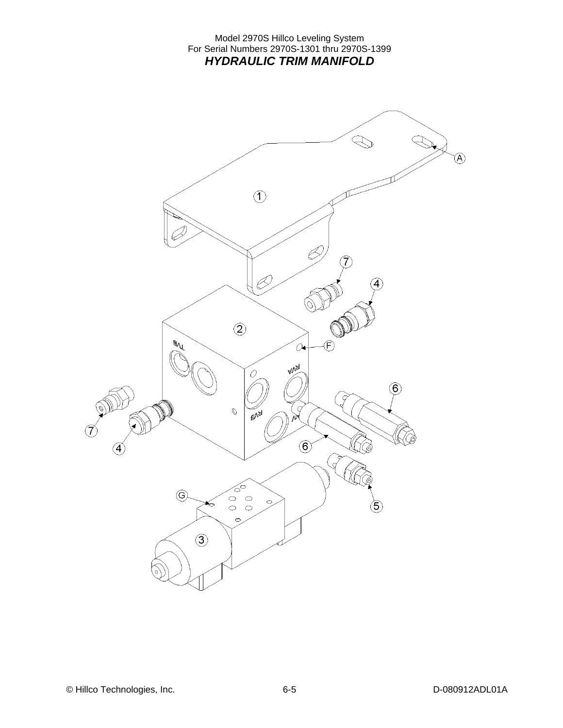Model 2970S Hillco Leveling System
For Serial Numbers 2970S-1301 thru 2970S-1399

## *HYDRAULIC TRIM MANIFOLD*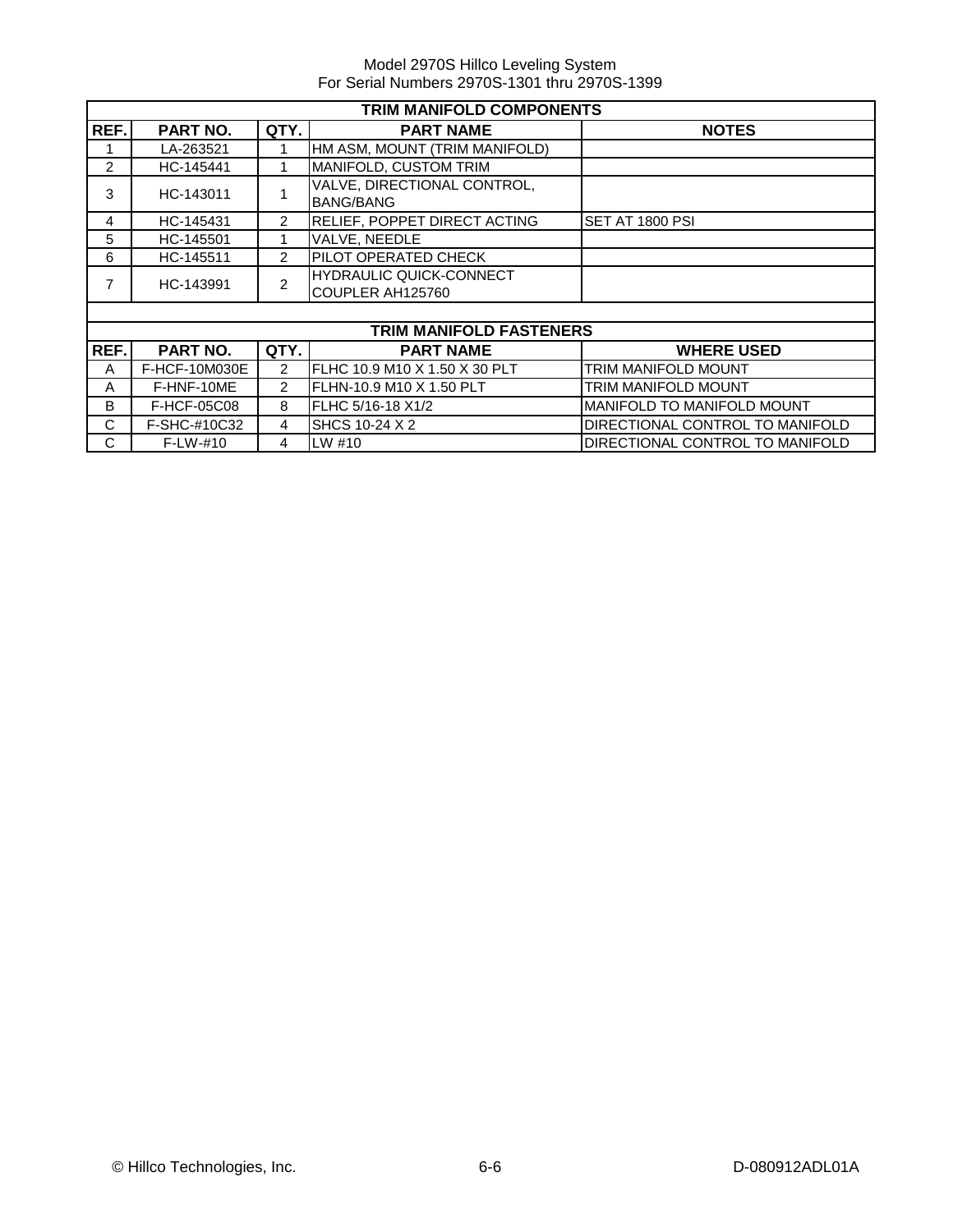## TRIM MANIFOLD COMPONENTS

| REF. | PART NO. | QTY. | PART NAME | NOTES |
|---|---|---|---|---|
| 1 | LA-263521 | 1 | HM ASM, MOUNT (TRIM MANIFOLD) | |
| 2 | HC-145441 | 1 | MANIFOLD, CUSTOM TRIM | |
| 3 | HC-143011 | 1 | VALVE, DIRECTIONAL CONTROL, BANG/BANG | |
| 4 | HC-145431 | 2 | RELIEF, POPPET DIRECT ACTING | SET AT 1800 PSI |
| 5 | HC-145501 | 1 | VALVE, NEEDLE | |
| 6 | HC-145511 | 2 | PILOT OPERATED CHECK | |
| 7 | HC-143991 | 2 | HYDRAULIC QUICK-CONNECT COUPLER AH125760 | |

## TRIM MANIFOLD FASTENERS

| REF. | PART NO. | QTY. | PART NAME | WHERE USED |
|---|---|---|---|---|
| A | F-HCF-10M030E | 2 | FLHC 10.9 M10 X 1.50 X 30 PLT | TRIM MANIFOLD MOUNT |
| A | F-HNF-10ME | 2 | FLHN-10.9 M10 X 1.50 PLT | TRIM MANIFOLD MOUNT |
| B | F-HCF-05C08 | 8 | FLHC 5/16-18 X1/2 | MANIFOLD TO MANIFOLD MOUNT |
| C | F-SHC-#10C32 | 4 | SHCS 10-24 X 2 | DIRECTIONAL CONTROL TO MANIFOLD |
| C | F-LW-#10 | 4 | LW #10 | DIRECTIONAL CONTROL TO MANIFOLD |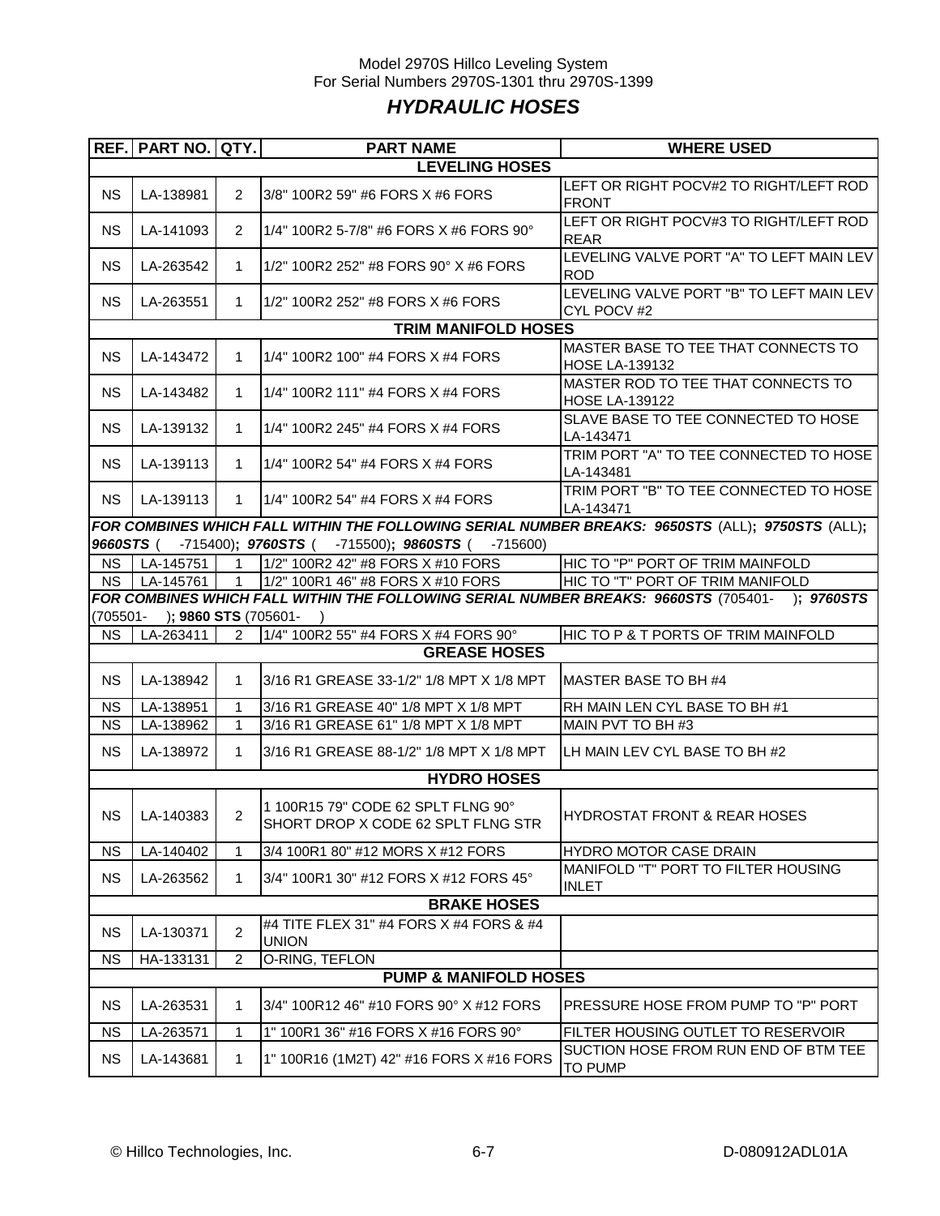Model 2970S Hillco Leveling System
For Serial Numbers 2970S-1301 thru 2970S-1399

## *HYDRAULIC HOSES*

| REF. | PART NO. | QTY. | PART NAME | WHERE USED |
|---|---|---|---|---|
| **LEVELING HOSES** | | | | |
| NS | LA-138981 | 2 | 3/8" 100R2 59" #6 FORS X #6 FORS | LEFT OR RIGHT POCV#2 TO RIGHT/LEFT ROD FRONT |
| NS | LA-141093 | 2 | 1/4" 100R2 5-7/8" #6 FORS X #6 FORS 90° | LEFT OR RIGHT POCV#3 TO RIGHT/LEFT ROD REAR |
| NS | LA-263542 | 1 | 1/2" 100R2 252" #8 FORS 90° X #6 FORS | LEVELING VALVE PORT "A" TO LEFT MAIN LEV ROD |
| NS | LA-263551 | 1 | 1/2" 100R2 252" #8 FORS X #6 FORS | LEVELING VALVE PORT "B" TO LEFT MAIN LEV CYL POCV #2 |
| **TRIM MANIFOLD HOSES** | | | | |
| NS | LA-143472 | 1 | 1/4" 100R2 100" #4 FORS X #4 FORS | MASTER BASE TO TEE THAT CONNECTS TO HOSE LA-139132 |
| NS | LA-143482 | 1 | 1/4" 100R2 111" #4 FORS X #4 FORS | MASTER ROD TO TEE THAT CONNECTS TO HOSE LA-139122 |
| NS | LA-139132 | 1 | 1/4" 100R2 245" #4 FORS X #4 FORS | SLAVE BASE TO TEE CONNECTED TO HOSE LA-143471 |
| NS | LA-139113 | 1 | 1/4" 100R2 54" #4 FORS X #4 FORS | TRIM PORT "A" TO TEE CONNECTED TO HOSE LA-143481 |
| NS | LA-139113 | 1 | 1/4" 100R2 54" #4 FORS X #4 FORS | TRIM PORT "B" TO TEE CONNECTED TO HOSE LA-143471 |
| ***FOR COMBINES WHICH FALL WITHIN THE FOLLOWING SERIAL NUMBER BREAKS: 9650STS** (ALL)**; 9750STS** (ALL)**; 9660STS** ( -715400)**; 9760STS** ( -715500)**; 9860STS** ( -715600)* | | | | |
| NS | LA-145751 | 1 | 1/2" 100R2 42" #8 FORS X #10 FORS | HIC TO "P" PORT OF TRIM MAINFOLD |
| NS | LA-145761 | 1 | 1/2" 100R1 46" #8 FORS X #10 FORS | HIC TO "T" PORT OF TRIM MANIFOLD |
| ***FOR COMBINES WHICH FALL WITHIN THE FOLLOWING SERIAL NUMBER BREAKS: 9660STS** (705401- )**; 9760STS** (705501- )**; 9860 STS** (705601- )* | | | | |
| NS | LA-263411 | 2 | 1/4" 100R2 55" #4 FORS X #4 FORS 90° | HIC TO P & T PORTS OF TRIM MAINFOLD |
| **GREASE HOSES** | | | | |
| NS | LA-138942 | 1 | 3/16 R1 GREASE 33-1/2" 1/8 MPT X 1/8 MPT | MASTER BASE TO BH #4 |
| NS | LA-138951 | 1 | 3/16 R1 GREASE 40" 1/8 MPT X 1/8 MPT | RH MAIN LEN CYL BASE TO BH #1 |
| NS | LA-138962 | 1 | 3/16 R1 GREASE 61" 1/8 MPT X 1/8 MPT | MAIN PVT TO BH #3 |
| NS | LA-138972 | 1 | 3/16 R1 GREASE 88-1/2" 1/8 MPT X 1/8 MPT | LH MAIN LEV CYL BASE TO BH #2 |
| **HYDRO HOSES** | | | | |
| NS | LA-140383 | 2 | 1 100R15 79" CODE 62 SPLT FLNG 90° SHORT DROP X CODE 62 SPLT FLNG STR | HYDROSTAT FRONT & REAR HOSES |
| NS | LA-140402 | 1 | 3/4 100R1 80" #12 MORS X #12 FORS | HYDRO MOTOR CASE DRAIN |
| NS | LA-263562 | 1 | 3/4" 100R1 30" #12 FORS X #12 FORS 45° | MANIFOLD "T" PORT TO FILTER HOUSING INLET |
| **BRAKE HOSES** | | | | |
| NS | LA-130371 | 2 | #4 TITE FLEX 31" #4 FORS X #4 FORS & #4 UNION | |
| NS | HA-133131 | 2 | O-RING, TEFLON | |
| **PUMP & MANIFOLD HOSES** | | | | |
| NS | LA-263531 | 1 | 3/4" 100R12 46" #10 FORS 90° X #12 FORS | PRESSURE HOSE FROM PUMP TO "P" PORT |
| NS | LA-263571 | 1 | 1" 100R1 36" #16 FORS X #16 FORS 90° | FILTER HOUSING OUTLET TO RESERVOIR |
| NS | LA-143681 | 1 | 1" 100R16 (1M2T) 42" #16 FORS X #16 FORS | SUCTION HOSE FROM RUN END OF BTM TEE TO PUMP |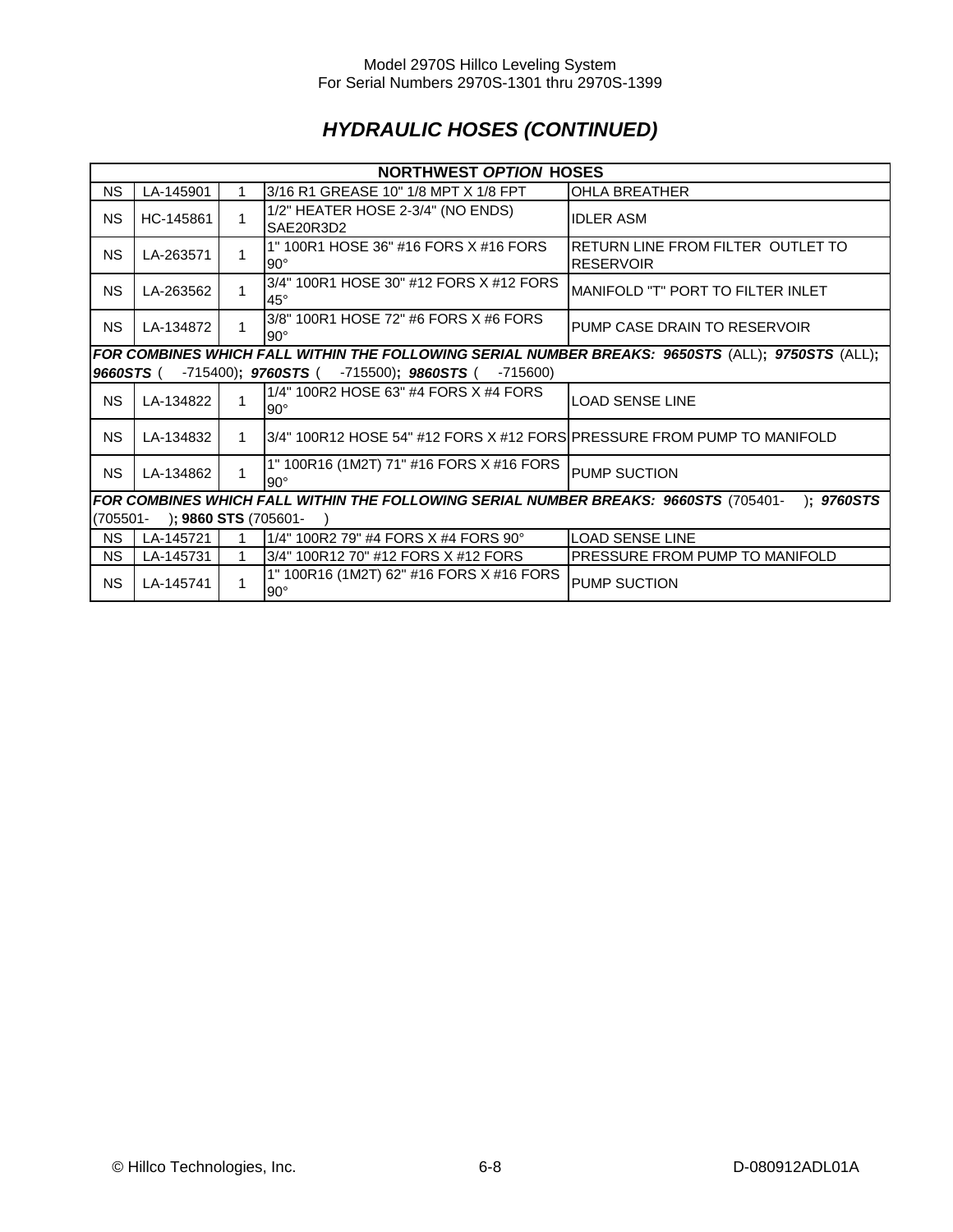## *HYDRAULIC HOSES (CONTINUED)*

| **NORTHWEST *OPTION* HOSES** | | | | |
|---|---|---|---|---|
| NS | LA-145901 | 1 | 3/16 R1 GREASE 10" 1/8 MPT X 1/8 FPT | OHLA BREATHER |
| NS | HC-145861 | 1 | 1/2" HEATER HOSE 2-3/4" (NO ENDS) SAE20R3D2 | IDLER ASM |
| NS | LA-263571 | 1 | 1" 100R1 HOSE 36" #16 FORS X #16 FORS 90° | RETURN LINE FROM FILTER OUTLET TO RESERVOIR |
| NS | LA-263562 | 1 | 3/4" 100R1 HOSE 30" #12 FORS X #12 FORS 45° | MANIFOLD "T" PORT TO FILTER INLET |
| NS | LA-134872 | 1 | 3/8" 100R1 HOSE 72" #6 FORS X #6 FORS 90° | PUMP CASE DRAIN TO RESERVOIR |
| ***FOR COMBINES WHICH FALL WITHIN THE FOLLOWING SERIAL NUMBER BREAKS: 9650STS*** (ALL)**;** ***9750STS*** (ALL)**;** ***9660STS*** ( -715400)**;** ***9760STS*** ( -715500)**;** ***9860STS*** ( -715600) | | | | |
| NS | LA-134822 | 1 | 1/4" 100R2 HOSE 63" #4 FORS X #4 FORS 90° | LOAD SENSE LINE |
| NS | LA-134832 | 1 | 3/4" 100R12 HOSE 54" #12 FORS X #12 FORS | PRESSURE FROM PUMP TO MANIFOLD |
| NS | LA-134862 | 1 | 1" 100R16 (1M2T) 71" #16 FORS X #16 FORS 90° | PUMP SUCTION |
| ***FOR COMBINES WHICH FALL WITHIN THE FOLLOWING SERIAL NUMBER BREAKS: 9660STS*** (705401- )**;** ***9760STS*** (705501- )**; 9860 STS** (705601- ) | | | | |
| NS | LA-145721 | 1 | 1/4" 100R2 79" #4 FORS X #4 FORS 90° | LOAD SENSE LINE |
| NS | LA-145731 | 1 | 3/4" 100R12 70" #12 FORS X #12 FORS | PRESSURE FROM PUMP TO MANIFOLD |
| NS | LA-145741 | 1 | 1" 100R16 (1M2T) 62" #16 FORS X #16 FORS 90° | PUMP SUCTION |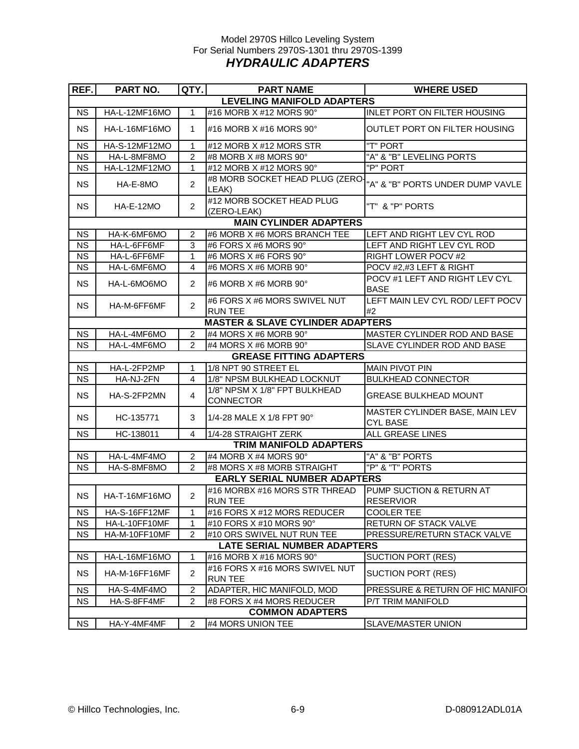Model 2970S Hillco Leveling System
For Serial Numbers 2970S-1301 thru 2970S-1399

# *HYDRAULIC ADAPTERS*

| REF. | PART NO. | QTY. | PART NAME | WHERE USED |
|---|---|---|---|---|
| | | | **LEVELING MANIFOLD ADAPTERS** | |
| NS | HA-L-12MF16MO | 1 | #16 MORB X #12 MORS 90° | INLET PORT ON FILTER HOUSING |
| NS | HA-L-16MF16MO | 1 | #16 MORB X #16 MORS 90° | OUTLET PORT ON FILTER HOUSING |
| NS | HA-S-12MF12MO | 1 | #12 MORB X #12 MORS STR | "T" PORT |
| NS | HA-L-8MF8MO | 2 | #8 MORB X #8 MORS 90° | "A" & "B" LEVELING PORTS |
| NS | HA-L-12MF12MO | 1 | #12 MORB X #12 MORS 90° | "P" PORT |
| NS | HA-E-8MO | 2 | #8 MORB SOCKET HEAD PLUG (ZERO-LEAK) | "A" & "B" PORTS UNDER DUMP VAVLE |
| NS | HA-E-12MO | 2 | #12 MORB SOCKET HEAD PLUG (ZERO-LEAK) | "T" & "P" PORTS |
| | | | **MAIN CYLINDER ADAPTERS** | |
| NS | HA-K-6MF6MO | 2 | #6 MORB X #6 MORS BRANCH TEE | LEFT AND RIGHT LEV CYL ROD |
| NS | HA-L-6FF6MF | 3 | #6 FORS X #6 MORS 90° | LEFT AND RIGHT LEV CYL ROD |
| NS | HA-L-6FF6MF | 1 | #6 MORS X #6 FORS 90° | RIGHT LOWER POCV #2 |
| NS | HA-L-6MF6MO | 4 | #6 MORS X #6 MORB 90° | POCV #2,#3 LEFT & RIGHT |
| NS | HA-L-6MO6MO | 2 | #6 MORB X #6 MORB 90° | POCV #1 LEFT AND RIGHT LEV CYL BASE |
| NS | HA-M-6FF6MF | 2 | #6 FORS X #6 MORS SWIVEL NUT RUN TEE | LEFT MAIN LEV CYL ROD/ LEFT POCV #2 |
| | | | **MASTER & SLAVE CYLINDER ADAPTERS** | |
| NS | HA-L-4MF6MO | 2 | #4 MORS X #6 MORB 90° | MASTER CYLINDER ROD AND BASE |
| NS | HA-L-4MF6MO | 2 | #4 MORS X #6 MORB 90° | SLAVE CYLINDER ROD AND BASE |
| | | | **GREASE FITTING ADAPTERS** | |
| NS | HA-L-2FP2MP | 1 | 1/8 NPT 90 STREET EL | MAIN PIVOT PIN |
| NS | HA-NJ-2FN | 4 | 1/8" NPSM BULKHEAD LOCKNUT | BULKHEAD CONNECTOR |
| NS | HA-S-2FP2MN | 4 | 1/8" NPSM X 1/8" FPT BULKHEAD CONNECTOR | GREASE BULKHEAD MOUNT |
| NS | HC-135771 | 3 | 1/4-28 MALE X 1/8 FPT 90° | MASTER CYLINDER BASE, MAIN LEV CYL BASE |
| NS | HC-138011 | 4 | 1/4-28 STRAIGHT ZERK | ALL GREASE LINES |
| | | | **TRIM MANIFOLD ADAPTERS** | |
| NS | HA-L-4MF4MO | 2 | #4 MORB X #4 MORS 90° | "A" & "B" PORTS |
| NS | HA-S-8MF8MO | 2 | #8 MORS X #8 MORB STRAIGHT | "P" & "T" PORTS |
| | | | **EARLY SERIAL NUMBER ADAPTERS** | |
| NS | HA-T-16MF16MO | 2 | #16 MORBX #16 MORS STR THREAD RUN TEE | PUMP SUCTION & RETURN AT RESERVIOR |
| NS | HA-S-16FF12MF | 1 | #16 FORS X #12 MORS REDUCER | COOLER TEE |
| NS | HA-L-10FF10MF | 1 | #10 FORS X #10 MORS 90° | RETURN OF STACK VALVE |
| NS | HA-M-10FF10MF | 2 | #10 ORS SWIVEL NUT RUN TEE | PRESSURE/RETURN STACK VALVE |
| | | | **LATE SERIAL NUMBER ADAPTERS** | |
| NS | HA-L-16MF16MO | 1 | #16 MORB X #16 MORS 90° | SUCTION PORT (RES) |
| NS | HA-M-16FF16MF | 2 | #16 FORS X #16 MORS SWIVEL NUT RUN TEE | SUCTION PORT (RES) |
| NS | HA-S-4MF4MO | 2 | ADAPTER, HIC MANIFOLD, MOD | PRESSURE & RETURN OF HIC MANIFOI |
| NS | HA-S-8FF4MF | 2 | #8 FORS X #4 MORS REDUCER | P/T TRIM MANIFOLD |
| | | | **COMMON ADAPTERS** | |
| NS | HA-Y-4MF4MF | 2 | #4 MORS UNION TEE | SLAVE/MASTER UNION |

© Hillco Technologies, Inc. D-080912ADL01A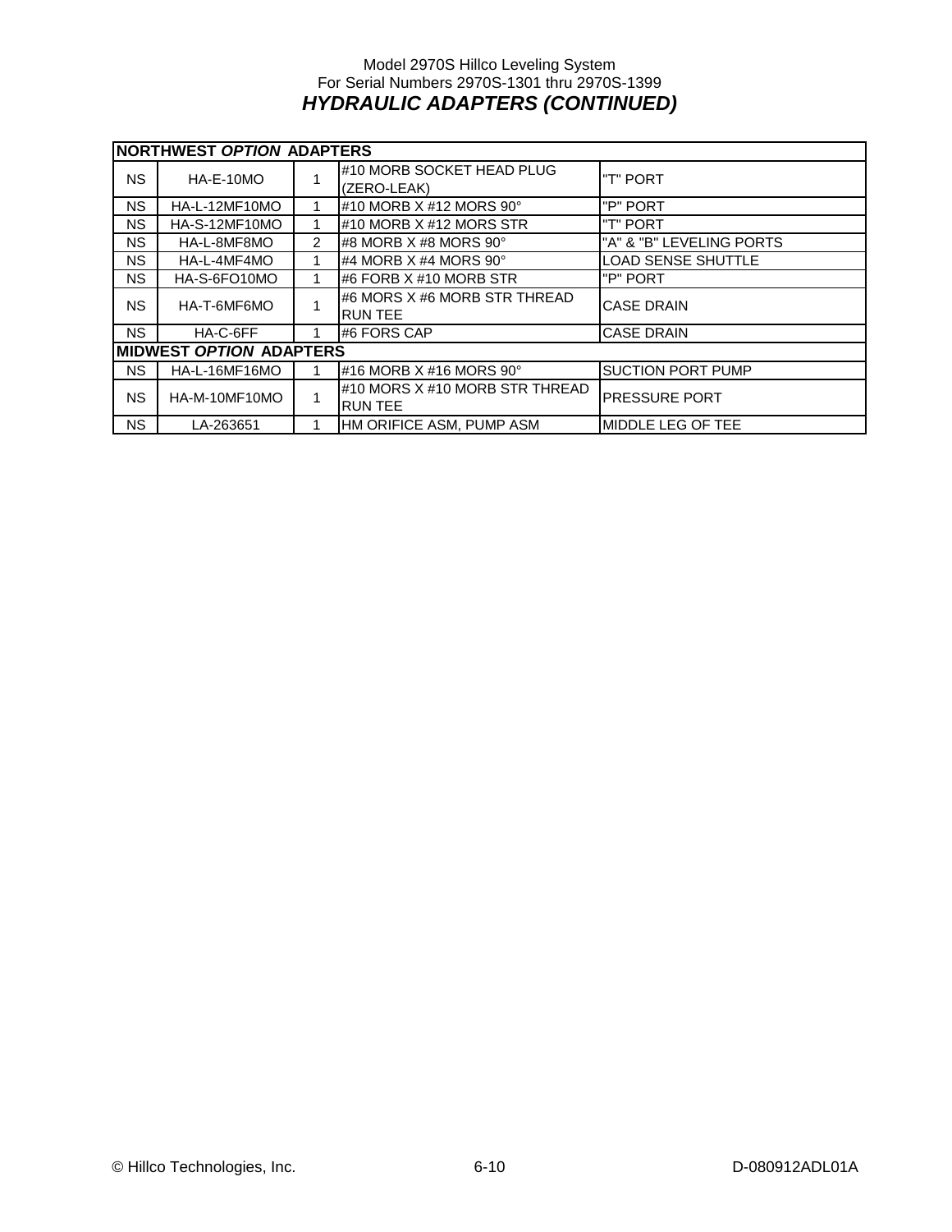Model 2970S Hillco Leveling System
For Serial Numbers 2970S-1301 thru 2970S-1399

## *HYDRAULIC ADAPTERS (CONTINUED)*

| **NORTHWEST *OPTION* ADAPTERS** | | | | |
|---|---|---|---|---|
| NS | HA-E-10MO | 1 | #10 MORB SOCKET HEAD PLUG (ZERO-LEAK) | "T" PORT |
| NS | HA-L-12MF10MO | 1 | #10 MORB X #12 MORS 90° | "P" PORT |
| NS | HA-S-12MF10MO | 1 | #10 MORB X #12 MORS STR | "T" PORT |
| NS | HA-L-8MF8MO | 2 | #8 MORB X #8 MORS 90° | "A" & "B" LEVELING PORTS |
| NS | HA-L-4MF4MO | 1 | #4 MORB X #4 MORS 90° | LOAD SENSE SHUTTLE |
| NS | HA-S-6FO10MO | 1 | #6 FORB X #10 MORB STR | "P" PORT |
| NS | HA-T-6MF6MO | 1 | #6 MORS X #6 MORB STR THREAD RUN TEE | CASE DRAIN |
| NS | HA-C-6FF | 1 | #6 FORS CAP | CASE DRAIN |
| **MIDWEST *OPTION* ADAPTERS** | | | | |
| NS | HA-L-16MF16MO | 1 | #16 MORB X #16 MORS 90° | SUCTION PORT PUMP |
| NS | HA-M-10MF10MO | 1 | #10 MORS X #10 MORB STR THREAD RUN TEE | PRESSURE PORT |
| NS | LA-263651 | 1 | HM ORIFICE ASM, PUMP ASM | MIDDLE LEG OF TEE |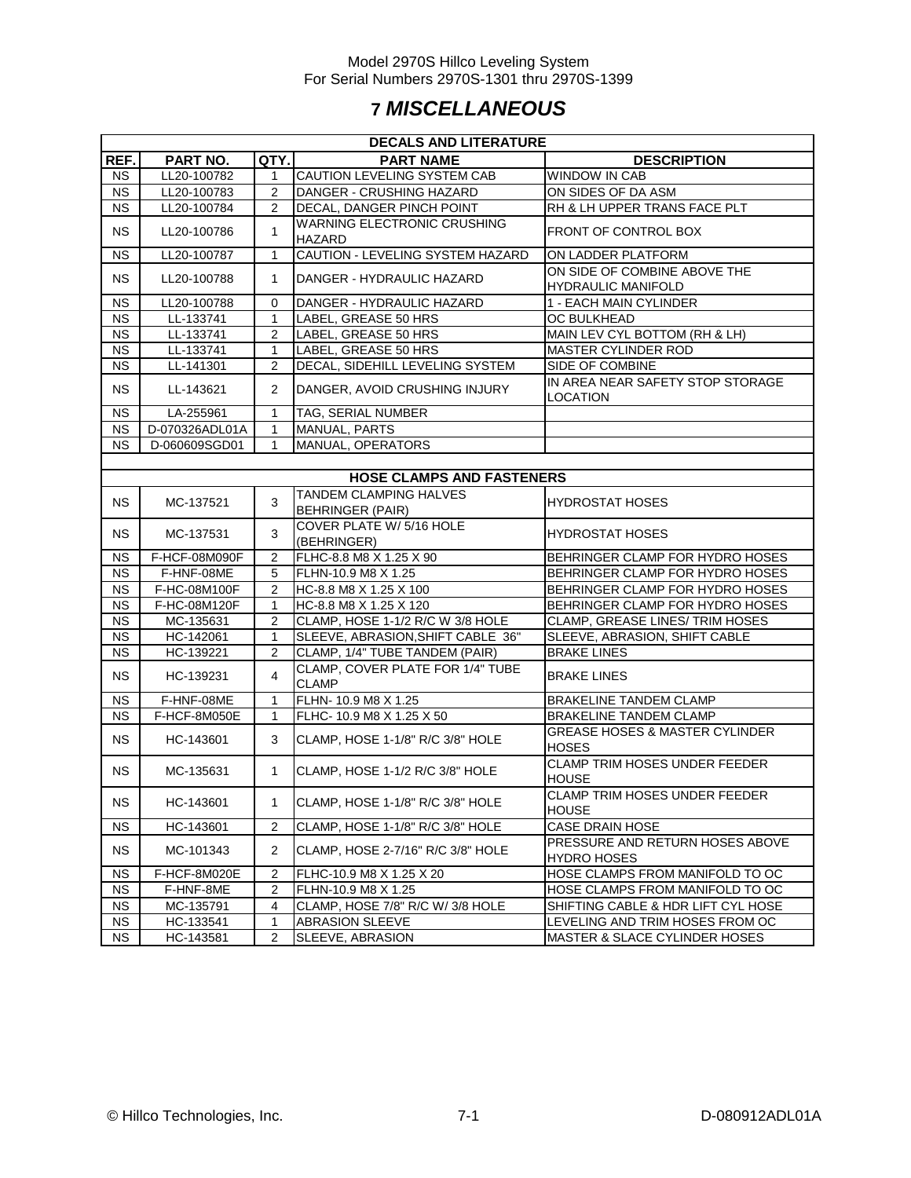# 7 *MISCELLANEOUS*

| DECALS AND LITERATURE | | | | |
|---|---|---|---|---|
| **REF.** | **PART NO.** | **QTY.** | **PART NAME** | **DESCRIPTION** |
| NS | LL20-100782 | 1 | CAUTION LEVELING SYSTEM CAB | WINDOW IN CAB |
| NS | LL20-100783 | 2 | DANGER - CRUSHING HAZARD | ON SIDES OF DA ASM |
| NS | LL20-100784 | 2 | DECAL, DANGER PINCH POINT | RH & LH UPPER TRANS FACE PLT |
| NS | LL20-100786 | 1 | WARNING ELECTRONIC CRUSHING HAZARD | FRONT OF CONTROL BOX |
| NS | LL20-100787 | 1 | CAUTION - LEVELING SYSTEM HAZARD | ON LADDER PLATFORM |
| NS | LL20-100788 | 1 | DANGER - HYDRAULIC HAZARD | ON SIDE OF COMBINE ABOVE THE HYDRAULIC MANIFOLD |
| NS | LL20-100788 | 0 | DANGER - HYDRAULIC HAZARD | 1 - EACH MAIN CYLINDER |
| NS | LL-133741 | 1 | LABEL, GREASE 50 HRS | OC BULKHEAD |
| NS | LL-133741 | 2 | LABEL, GREASE 50 HRS | MAIN LEV CYL BOTTOM (RH & LH) |
| NS | LL-133741 | 1 | LABEL, GREASE 50 HRS | MASTER CYLINDER ROD |
| NS | LL-141301 | 2 | DECAL, SIDEHILL LEVELING SYSTEM | SIDE OF COMBINE |
| NS | LL-143621 | 2 | DANGER, AVOID CRUSHING INJURY | IN AREA NEAR SAFETY STOP STORAGE LOCATION |
| NS | LA-255961 | 1 | TAG, SERIAL NUMBER | |
| NS | D-070326ADL01A | 1 | MANUAL, PARTS | |
| NS | D-060609SGD01 | 1 | MANUAL, OPERATORS | |
| | | | | |
| **HOSE CLAMPS AND FASTENERS** | | | | |
| NS | MC-137521 | 3 | TANDEM CLAMPING HALVES BEHRINGER (PAIR) | HYDROSTAT HOSES |
| NS | MC-137531 | 3 | COVER PLATE W/ 5/16 HOLE (BEHRINGER) | HYDROSTAT HOSES |
| NS | F-HCF-08M090F | 2 | FLHC-8.8 M8 X 1.25 X 90 | BEHRINGER CLAMP FOR HYDRO HOSES |
| NS | F-HNF-08ME | 5 | FLHN-10.9 M8 X 1.25 | BEHRINGER CLAMP FOR HYDRO HOSES |
| NS | F-HC-08M100F | 2 | HC-8.8 M8 X 1.25 X 100 | BEHRINGER CLAMP FOR HYDRO HOSES |
| NS | F-HC-08M120F | 1 | HC-8.8 M8 X 1.25 X 120 | BEHRINGER CLAMP FOR HYDRO HOSES |
| NS | MC-135631 | 2 | CLAMP, HOSE 1-1/2 R/C W 3/8 HOLE | CLAMP, GREASE LINES/ TRIM HOSES |
| NS | HC-142061 | 1 | SLEEVE, ABRASION,SHIFT CABLE 36" | SLEEVE, ABRASION, SHIFT CABLE |
| NS | HC-139221 | 2 | CLAMP, 1/4" TUBE TANDEM (PAIR) | BRAKE LINES |
| NS | HC-139231 | 4 | CLAMP, COVER PLATE FOR 1/4" TUBE CLAMP | BRAKE LINES |
| NS | F-HNF-08ME | 1 | FLHN- 10.9 M8 X 1.25 | BRAKELINE TANDEM CLAMP |
| NS | F-HCF-8M050E | 1 | FLHC- 10.9 M8 X 1.25 X 50 | BRAKELINE TANDEM CLAMP |
| NS | HC-143601 | 3 | CLAMP, HOSE 1-1/8" R/C 3/8" HOLE | GREASE HOSES & MASTER CYLINDER HOSES |
| NS | MC-135631 | 1 | CLAMP, HOSE 1-1/2 R/C 3/8" HOLE | CLAMP TRIM HOSES UNDER FEEDER HOUSE |
| NS | HC-143601 | 1 | CLAMP, HOSE 1-1/8" R/C 3/8" HOLE | CLAMP TRIM HOSES UNDER FEEDER HOUSE |
| NS | HC-143601 | 2 | CLAMP, HOSE 1-1/8" R/C 3/8" HOLE | CASE DRAIN HOSE |
| NS | MC-101343 | 2 | CLAMP, HOSE 2-7/16" R/C 3/8" HOLE | PRESSURE AND RETURN HOSES ABOVE HYDRO HOSES |
| NS | F-HCF-8M020E | 2 | FLHC-10.9 M8 X 1.25 X 20 | HOSE CLAMPS FROM MANIFOLD TO OC |
| NS | F-HNF-8ME | 2 | FLHN-10.9 M8 X 1.25 | HOSE CLAMPS FROM MANIFOLD TO OC |
| NS | MC-135791 | 4 | CLAMP, HOSE 7/8" R/C W/ 3/8 HOLE | SHIFTING CABLE & HDR LIFT CYL HOSE |
| NS | HC-133541 | 1 | ABRASION SLEEVE | LEVELING AND TRIM HOSES FROM OC |
| NS | HC-143581 | 2 | SLEEVE, ABRASION | MASTER & SLACE CYLINDER HOSES |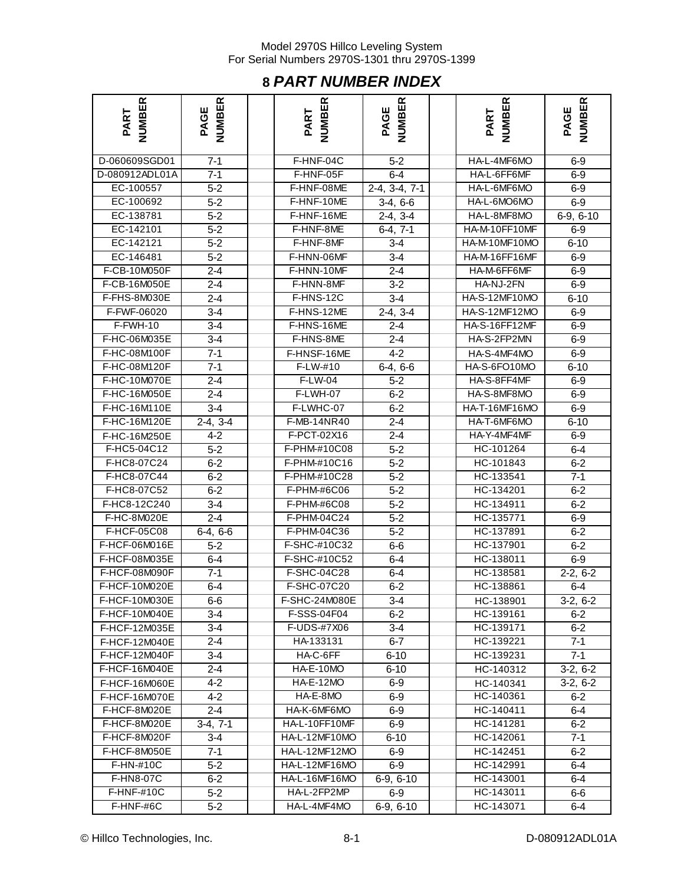# 8 PART NUMBER INDEX

| PART NUMBER | PAGE NUMBER | | PART NUMBER | PAGE NUMBER | | PART NUMBER | PAGE NUMBER |
|---|---|---|---|---|---|---|---|
| D-060609SGD01 | 7-1 | | F-HNF-04C | 5-2 | | HA-L-4MF6MO | 6-9 |
| D-080912ADL01A | 7-1 | | F-HNF-05F | 6-4 | | HA-L-6FF6MF | 6-9 |
| EC-100557 | 5-2 | | F-HNF-08ME | 2-4, 3-4, 7-1 | | HA-L-6MF6MO | 6-9 |
| EC-100692 | 5-2 | | F-HNF-10ME | 3-4, 6-6 | | HA-L-6MO6MO | 6-9 |
| EC-138781 | 5-2 | | F-HNF-16ME | 2-4, 3-4 | | HA-L-8MF8MO | 6-9, 6-10 |
| EC-142101 | 5-2 | | F-HNF-8ME | 6-4, 7-1 | | HA-M-10FF10MF | 6-9 |
| EC-142121 | 5-2 | | F-HNF-8MF | 3-4 | | HA-M-10MF10MO | 6-10 |
| EC-146481 | 5-2 | | F-HNN-06MF | 3-4 | | HA-M-16FF16MF | 6-9 |
| F-CB-10M050F | 2-4 | | F-HNN-10MF | 2-4 | | HA-M-6FF6MF | 6-9 |
| F-CB-16M050E | 2-4 | | F-HNN-8MF | 3-2 | | HA-NJ-2FN | 6-9 |
| F-FHS-8M030E | 2-4 | | F-HNS-12C | 3-4 | | HA-S-12MF10MO | 6-10 |
| F-FWF-06020 | 3-4 | | F-HNS-12ME | 2-4, 3-4 | | HA-S-12MF12MO | 6-9 |
| F-FWH-10 | 3-4 | | F-HNS-16ME | 2-4 | | HA-S-16FF12MF | 6-9 |
| F-HC-06M035E | 3-4 | | F-HNS-8ME | 2-4 | | HA-S-2FP2MN | 6-9 |
| F-HC-08M100F | 7-1 | | F-HNSF-16ME | 4-2 | | HA-S-4MF4MO | 6-9 |
| F-HC-08M120F | 7-1 | | F-LW-#10 | 6-4, 6-6 | | HA-S-6FO10MO | 6-10 |
| F-HC-10M070E | 2-4 | | F-LW-04 | 5-2 | | HA-S-8FF4MF | 6-9 |
| F-HC-16M050E | 2-4 | | F-LWH-07 | 6-2 | | HA-S-8MF8MO | 6-9 |
| F-HC-16M110E | 3-4 | | F-LWHC-07 | 6-2 | | HA-T-16MF16MO | 6-9 |
| F-HC-16M120E | 2-4, 3-4 | | F-MB-14NR40 | 2-4 | | HA-T-6MF6MO | 6-10 |
| F-HC-16M250E | 4-2 | | F-PCT-02X16 | 2-4 | | HA-Y-4MF4MF | 6-9 |
| F-HC5-04C12 | 5-2 | | F-PHM-#10C08 | 5-2 | | HC-101264 | 6-4 |
| F-HC8-07C24 | 6-2 | | F-PHM-#10C16 | 5-2 | | HC-101843 | 6-2 |
| F-HC8-07C44 | 6-2 | | F-PHM-#10C28 | 5-2 | | HC-133541 | 7-1 |
| F-HC8-07C52 | 6-2 | | F-PHM-#6C06 | 5-2 | | HC-134201 | 6-2 |
| F-HC8-12C240 | 3-4 | | F-PHM-#6C08 | 5-2 | | HC-134911 | 6-2 |
| F-HC-8M020E | 2-4 | | F-PHM-04C24 | 5-2 | | HC-135771 | 6-9 |
| F-HCF-05C08 | 6-4, 6-6 | | F-PHM-04C36 | 5-2 | | HC-137891 | 6-2 |
| F-HCF-06M016E | 5-2 | | F-SHC-#10C32 | 6-6 | | HC-137901 | 6-2 |
| F-HCF-08M035E | 6-4 | | F-SHC-#10C52 | 6-4 | | HC-138011 | 6-9 |
| F-HCF-08M090F | 7-1 | | F-SHC-04C28 | 6-4 | | HC-138581 | 2-2, 6-2 |
| F-HCF-10M020E | 6-4 | | F-SHC-07C20 | 6-2 | | HC-138861 | 6-4 |
| F-HCF-10M030E | 6-6 | | F-SHC-24M080E | 3-4 | | HC-138901 | 3-2, 6-2 |
| F-HCF-10M040E | 3-4 | | F-SSS-04F04 | 6-2 | | HC-139161 | 6-2 |
| F-HCF-12M035E | 3-4 | | F-UDS-#7X06 | 3-4 | | HC-139171 | 6-2 |
| F-HCF-12M040E | 2-4 | | HA-133131 | 6-7 | | HC-139221 | 7-1 |
| F-HCF-12M040F | 3-4 | | HA-C-6FF | 6-10 | | HC-139231 | 7-1 |
| F-HCF-16M040E | 2-4 | | HA-E-10MO | 6-10 | | HC-140312 | 3-2, 6-2 |
| F-HCF-16M060E | 4-2 | | HA-E-12MO | 6-9 | | HC-140341 | 3-2, 6-2 |
| F-HCF-16M070E | 4-2 | | HA-E-8MO | 6-9 | | HC-140361 | 6-2 |
| F-HCF-8M020E | 2-4 | | HA-K-6MF6MO | 6-9 | | HC-140411 | 6-4 |
| F-HCF-8M020E | 3-4, 7-1 | | HA-L-10FF10MF | 6-9 | | HC-141281 | 6-2 |
| F-HCF-8M020F | 3-4 | | HA-L-12MF10MO | 6-10 | | HC-142061 | 7-1 |
| F-HCF-8M050E | 7-1 | | HA-L-12MF12MO | 6-9 | | HC-142451 | 6-2 |
| F-HN-#10C | 5-2 | | HA-L-12MF16MO | 6-9 | | HC-142991 | 6-4 |
| F-HN8-07C | 6-2 | | HA-L-16MF16MO | 6-9, 6-10 | | HC-143001 | 6-4 |
| F-HNF-#10C | 5-2 | | HA-L-2FP2MP | 6-9 | | HC-143011 | 6-6 |
| F-HNF-#6C | 5-2 | | HA-L-4MF4MO | 6-9, 6-10 | | HC-143071 | 6-4 |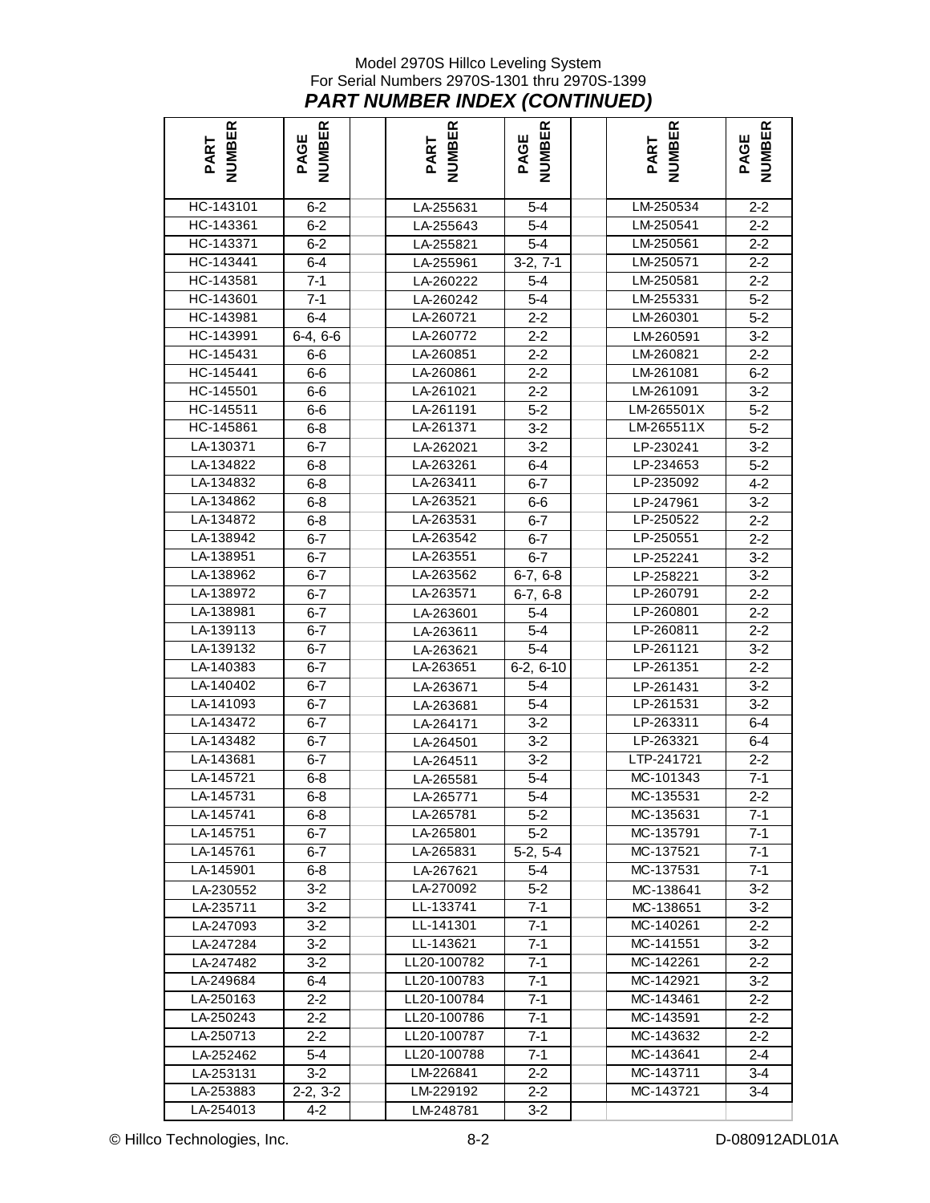Model 2970S Hillco Leveling System
For Serial Numbers 2970S-1301 thru 2970S-1399

# *PART NUMBER INDEX (CONTINUED)*

| PART NUMBER | PAGE NUMBER | | PART NUMBER | PAGE NUMBER | | PART NUMBER | PAGE NUMBER |
|---|---|---|---|---|---|---|---|
| HC-143101 | 6-2 | | LA-255631 | 5-4 | | LM-250534 | 2-2 |
| HC-143361 | 6-2 | | LA-255643 | 5-4 | | LM-250541 | 2-2 |
| HC-143371 | 6-2 | | LA-255821 | 5-4 | | LM-250561 | 2-2 |
| HC-143441 | 6-4 | | LA-255961 | 3-2, 7-1 | | LM-250571 | 2-2 |
| HC-143581 | 7-1 | | LA-260222 | 5-4 | | LM-250581 | 2-2 |
| HC-143601 | 7-1 | | LA-260242 | 5-4 | | LM-255331 | 5-2 |
| HC-143981 | 6-4 | | LA-260721 | 2-2 | | LM-260301 | 5-2 |
| HC-143991 | 6-4, 6-6 | | LA-260772 | 2-2 | | LM-260591 | 3-2 |
| HC-145431 | 6-6 | | LA-260851 | 2-2 | | LM-260821 | 2-2 |
| HC-145441 | 6-6 | | LA-260861 | 2-2 | | LM-261081 | 6-2 |
| HC-145501 | 6-6 | | LA-261021 | 2-2 | | LM-261091 | 3-2 |
| HC-145511 | 6-6 | | LA-261191 | 5-2 | | LM-265501X | 5-2 |
| HC-145861 | 6-8 | | LA-261371 | 3-2 | | LM-265511X | 5-2 |
| LA-130371 | 6-7 | | LA-262021 | 3-2 | | LP-230241 | 3-2 |
| LA-134822 | 6-8 | | LA-263261 | 6-4 | | LP-234653 | 5-2 |
| LA-134832 | 6-8 | | LA-263411 | 6-7 | | LP-235092 | 4-2 |
| LA-134862 | 6-8 | | LA-263521 | 6-6 | | LP-247961 | 3-2 |
| LA-134872 | 6-8 | | LA-263531 | 6-7 | | LP-250522 | 2-2 |
| LA-138942 | 6-7 | | LA-263542 | 6-7 | | LP-250551 | 2-2 |
| LA-138951 | 6-7 | | LA-263551 | 6-7 | | LP-252241 | 3-2 |
| LA-138962 | 6-7 | | LA-263562 | 6-7, 6-8 | | LP-258221 | 3-2 |
| LA-138972 | 6-7 | | LA-263571 | 6-7, 6-8 | | LP-260791 | 2-2 |
| LA-138981 | 6-7 | | LA-263601 | 5-4 | | LP-260801 | 2-2 |
| LA-139113 | 6-7 | | LA-263611 | 5-4 | | LP-260811 | 2-2 |
| LA-139132 | 6-7 | | LA-263621 | 5-4 | | LP-261121 | 3-2 |
| LA-140383 | 6-7 | | LA-263651 | 6-2, 6-10 | | LP-261351 | 2-2 |
| LA-140402 | 6-7 | | LA-263671 | 5-4 | | LP-261431 | 3-2 |
| LA-141093 | 6-7 | | LA-263681 | 5-4 | | LP-261531 | 3-2 |
| LA-143472 | 6-7 | | LA-264171 | 3-2 | | LP-263311 | 6-4 |
| LA-143482 | 6-7 | | LA-264501 | 3-2 | | LP-263321 | 6-4 |
| LA-143681 | 6-7 | | LA-264511 | 3-2 | | LTP-241721 | 2-2 |
| LA-145721 | 6-8 | | LA-265581 | 5-4 | | MC-101343 | 7-1 |
| LA-145731 | 6-8 | | LA-265771 | 5-4 | | MC-135531 | 2-2 |
| LA-145741 | 6-8 | | LA-265781 | 5-2 | | MC-135631 | 7-1 |
| LA-145751 | 6-7 | | LA-265801 | 5-2 | | MC-135791 | 7-1 |
| LA-145761 | 6-7 | | LA-265831 | 5-2, 5-4 | | MC-137521 | 7-1 |
| LA-145901 | 6-8 | | LA-267621 | 5-4 | | MC-137531 | 7-1 |
| LA-230552 | 3-2 | | LA-270092 | 5-2 | | MC-138641 | 3-2 |
| LA-235711 | 3-2 | | LL-133741 | 7-1 | | MC-138651 | 3-2 |
| LA-247093 | 3-2 | | LL-141301 | 7-1 | | MC-140261 | 2-2 |
| LA-247284 | 3-2 | | LL-143621 | 7-1 | | MC-141551 | 3-2 |
| LA-247482 | 3-2 | | LL20-100782 | 7-1 | | MC-142261 | 2-2 |
| LA-249684 | 6-4 | | LL20-100783 | 7-1 | | MC-142921 | 3-2 |
| LA-250163 | 2-2 | | LL20-100784 | 7-1 | | MC-143461 | 2-2 |
| LA-250243 | 2-2 | | LL20-100786 | 7-1 | | MC-143591 | 2-2 |
| LA-250713 | 2-2 | | LL20-100787 | 7-1 | | MC-143632 | 2-2 |
| LA-252462 | 5-4 | | LL20-100788 | 7-1 | | MC-143641 | 2-4 |
| LA-253131 | 3-2 | | LM-226841 | 2-2 | | MC-143711 | 3-4 |
| LA-253883 | 2-2, 3-2 | | LM-229192 | 2-2 | | MC-143721 | 3-4 |
| LA-254013 | 4-2 | | LM-248781 | 3-2 | | | |

© Hillco Technologies, Inc. 8-2 D-080912ADL01A